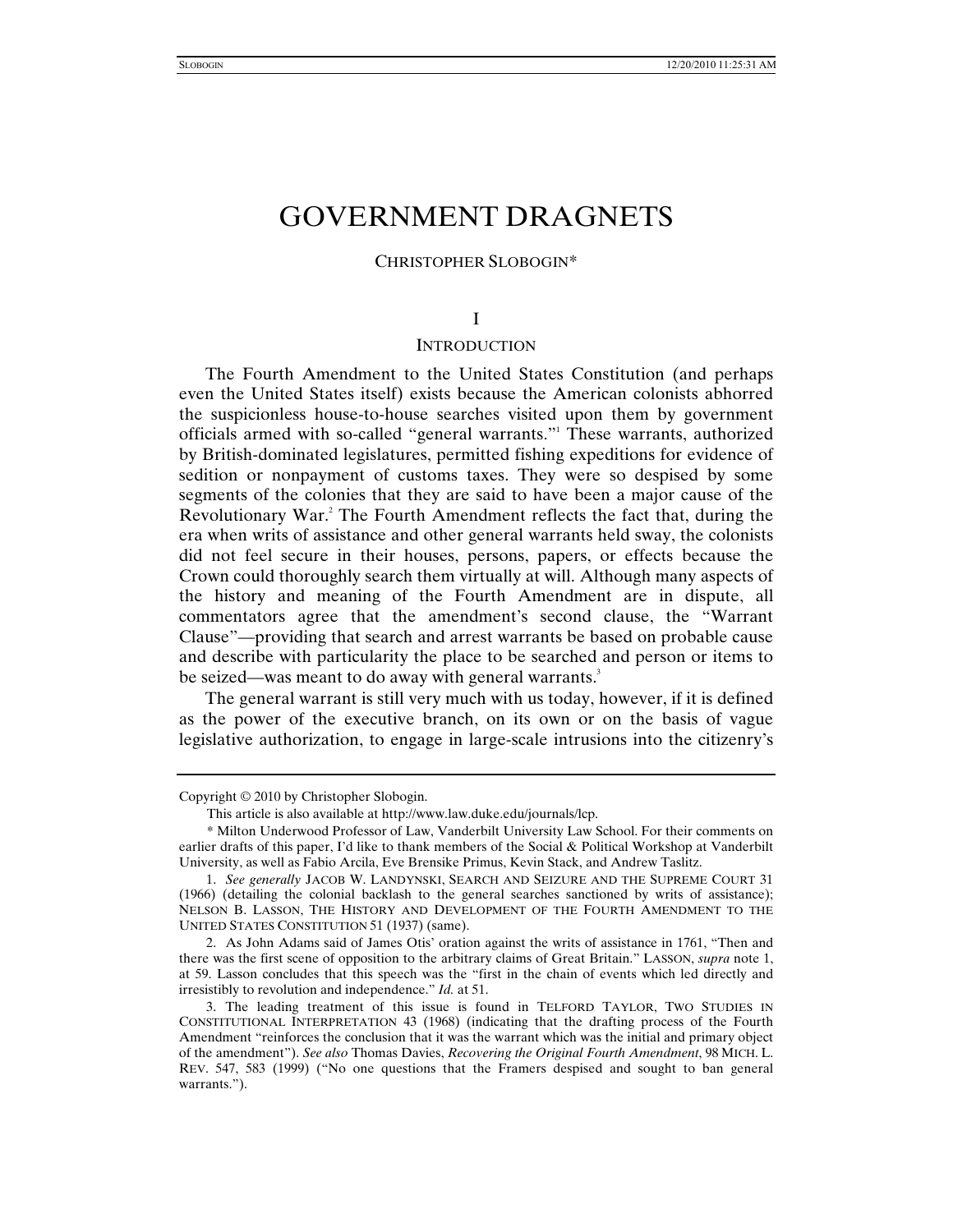# GOVERNMENT DRAGNETS

CHRISTOPHER SLOBOGIN*

## I

## INTRODUCTION

The Fourth Amendment to the United States Constitution (and perhaps even the United States itself) exists because the American colonists abhorred the suspicionless house-to-house searches visited upon them by government officials armed with so-called "general warrants."[1] These warrants, authorized by British-dominated legislatures, permitted fishing expeditions for evidence of sedition or nonpayment of customs taxes. They were so despised by some segments of the colonies that they are said to have been a major cause of the Revolutionary War.[2] The Fourth Amendment reflects the fact that, during the era when writs of assistance and other general warrants held sway, the colonists did not feel secure in their houses, persons, papers, or effects because the Crown could thoroughly search them virtually at will. Although many aspects of the history and meaning of the Fourth Amendment are in dispute, all commentators agree that the amendment's second clause, the "Warrant Clause"—providing that search and arrest warrants be based on probable cause and describe with particularity the place to be searched and person or items to be seized—was meant to do away with general warrants.[3]

The general warrant is still very much with us today, however, if it is defined as the power of the executive branch, on its own or on the basis of vague legislative authorization, to engage in large-scale intrusions into the citizenry's

---

Copyright © 2010 by Christopher Slobogin.

This article is also available at http://www.law.duke.edu/journals/lcp.

\* Milton Underwood Professor of Law, Vanderbilt University Law School. For their comments on earlier drafts of this paper, I'd like to thank members of the Social & Political Workshop at Vanderbilt University, as well as Fabio Arcila, Eve Brensike Primus, Kevin Stack, and Andrew Taslitz.

1. *See generally* JACOB W. LANDYNSKI, SEARCH AND SEIZURE AND THE SUPREME COURT 31 (1966) (detailing the colonial backlash to the general searches sanctioned by writs of assistance); NELSON B. LASSON, THE HISTORY AND DEVELOPMENT OF THE FOURTH AMENDMENT TO THE UNITED STATES CONSTITUTION 51 (1937) (same).

2. As John Adams said of James Otis' oration against the writs of assistance in 1761, "Then and there was the first scene of opposition to the arbitrary claims of Great Britain." LASSON, *supra* note 1, at 59. Lasson concludes that this speech was the "first in the chain of events which led directly and irresistibly to revolution and independence." *Id.* at 51.

3. The leading treatment of this issue is found in TELFORD TAYLOR, TWO STUDIES IN CONSTITUTIONAL INTERPRETATION 43 (1968) (indicating that the drafting process of the Fourth Amendment "reinforces the conclusion that it was the warrant which was the initial and primary object of the amendment"). *See also* Thomas Davies, *Recovering the Original Fourth Amendment*, 98 MICH. L. REV. 547, 583 (1999) ("No one questions that the Framers despised and sought to ban general warrants.").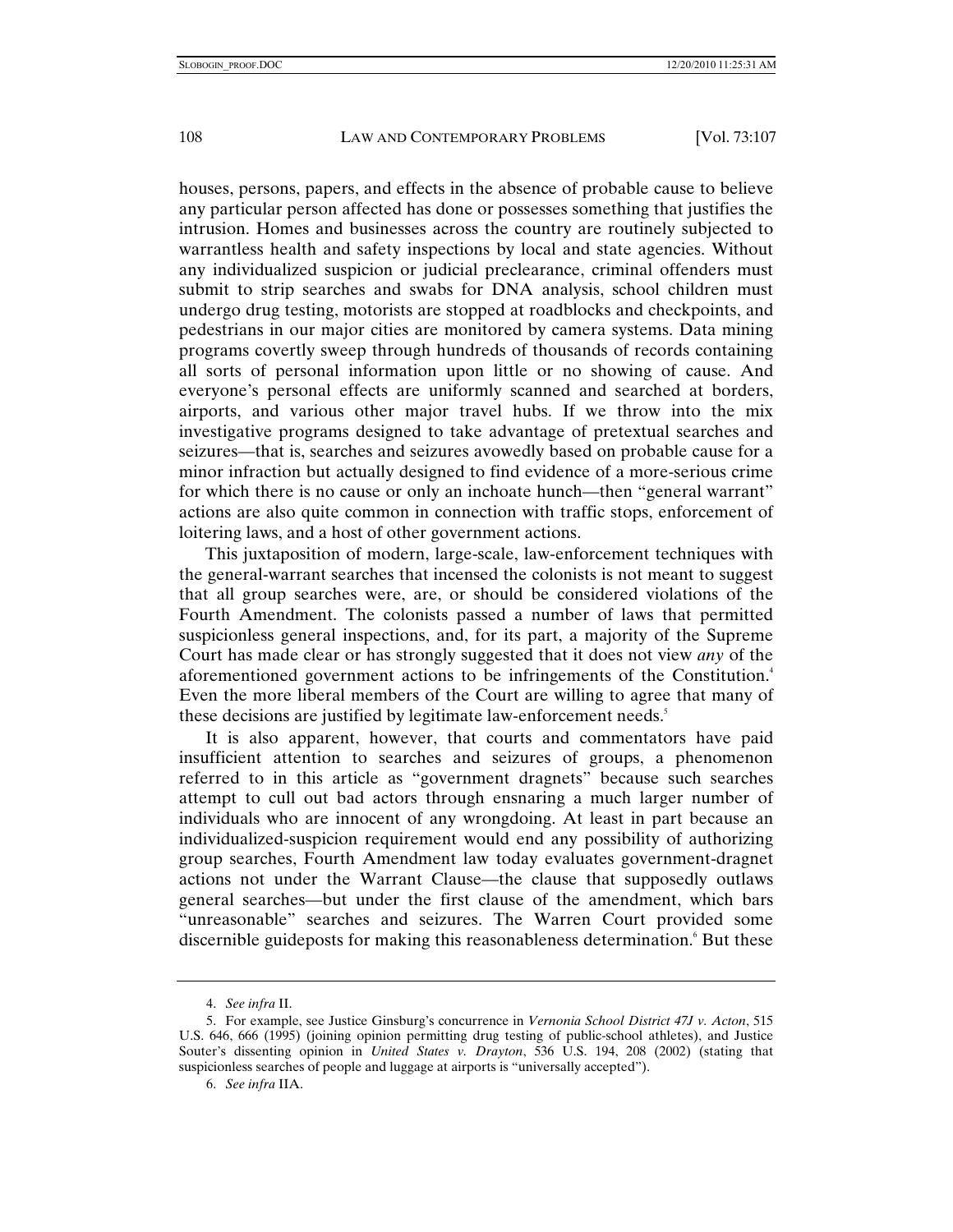houses, persons, papers, and effects in the absence of probable cause to believe any particular person affected has done or possesses something that justifies the intrusion. Homes and businesses across the country are routinely subjected to warrantless health and safety inspections by local and state agencies. Without any individualized suspicion or judicial preclearance, criminal offenders must submit to strip searches and swabs for DNA analysis, school children must undergo drug testing, motorists are stopped at roadblocks and checkpoints, and pedestrians in our major cities are monitored by camera systems. Data mining programs covertly sweep through hundreds of thousands of records containing all sorts of personal information upon little or no showing of cause. And everyone's personal effects are uniformly scanned and searched at borders, airports, and various other major travel hubs. If we throw into the mix investigative programs designed to take advantage of pretextual searches and seizures—that is, searches and seizures avowedly based on probable cause for a minor infraction but actually designed to find evidence of a more-serious crime for which there is no cause or only an inchoate hunch—then "general warrant" actions are also quite common in connection with traffic stops, enforcement of loitering laws, and a host of other government actions.

This juxtaposition of modern, large-scale, law-enforcement techniques with the general-warrant searches that incensed the colonists is not meant to suggest that all group searches were, are, or should be considered violations of the Fourth Amendment. The colonists passed a number of laws that permitted suspicionless general inspections, and, for its part, a majority of the Supreme Court has made clear or has strongly suggested that it does not view *any* of the aforementioned government actions to be infringements of the Constitution.[4] Even the more liberal members of the Court are willing to agree that many of these decisions are justified by legitimate law-enforcement needs.[5]

It is also apparent, however, that courts and commentators have paid insufficient attention to searches and seizures of groups, a phenomenon referred to in this article as "government dragnets" because such searches attempt to cull out bad actors through ensnaring a much larger number of individuals who are innocent of any wrongdoing. At least in part because an individualized-suspicion requirement would end any possibility of authorizing group searches, Fourth Amendment law today evaluates government-dragnet actions not under the Warrant Clause—the clause that supposedly outlaws general searches—but under the first clause of the amendment, which bars "unreasonable" searches and seizures. The Warren Court provided some discernible guideposts for making this reasonableness determination.[6] But these

4. *See infra* II.

5. For example, see Justice Ginsburg's concurrence in *Vernonia School District 47J v. Acton*, 515 U.S. 646, 666 (1995) (joining opinion permitting drug testing of public-school athletes), and Justice Souter's dissenting opinion in *United States v. Drayton*, 536 U.S. 194, 208 (2002) (stating that suspicionless searches of people and luggage at airports is "universally accepted").

6. *See infra* IIA.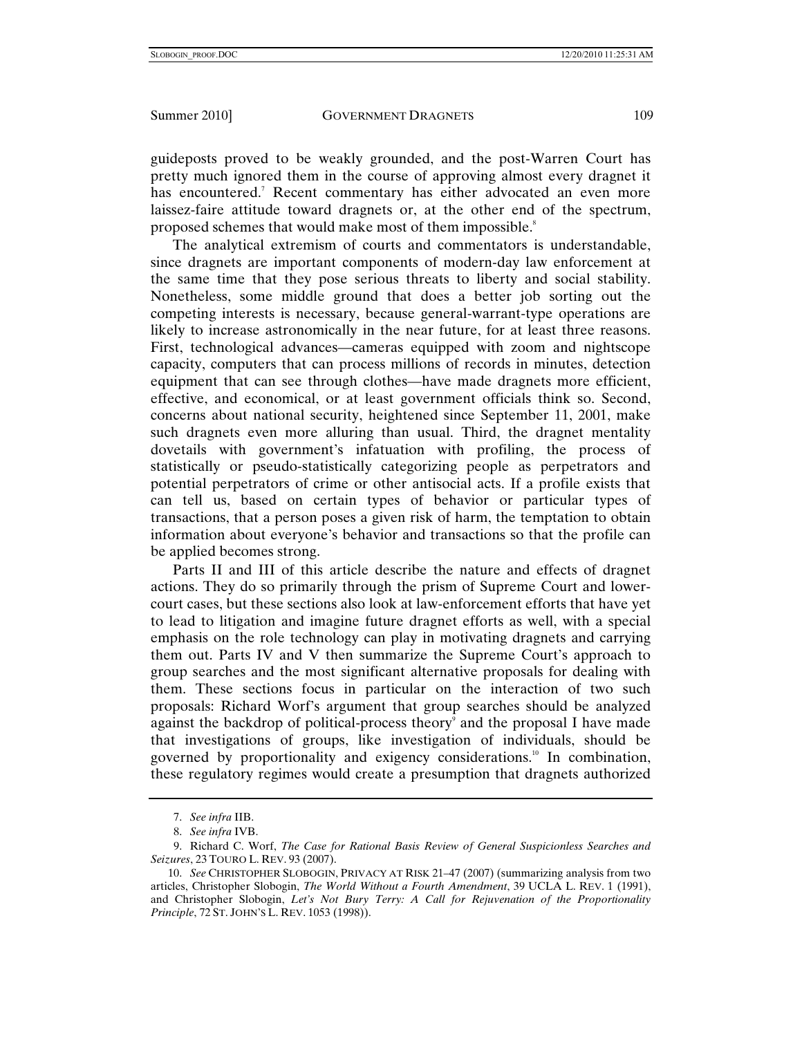guideposts proved to be weakly grounded, and the post-Warren Court has pretty much ignored them in the course of approving almost every dragnet it has encountered.[7] Recent commentary has either advocated an even more laissez-faire attitude toward dragnets or, at the other end of the spectrum, proposed schemes that would make most of them impossible.[8]

The analytical extremism of courts and commentators is understandable, since dragnets are important components of modern-day law enforcement at the same time that they pose serious threats to liberty and social stability. Nonetheless, some middle ground that does a better job sorting out the competing interests is necessary, because general-warrant-type operations are likely to increase astronomically in the near future, for at least three reasons. First, technological advances—cameras equipped with zoom and nightscope capacity, computers that can process millions of records in minutes, detection equipment that can see through clothes—have made dragnets more efficient, effective, and economical, or at least government officials think so. Second, concerns about national security, heightened since September 11, 2001, make such dragnets even more alluring than usual. Third, the dragnet mentality dovetails with government's infatuation with profiling, the process of statistically or pseudo-statistically categorizing people as perpetrators and potential perpetrators of crime or other antisocial acts. If a profile exists that can tell us, based on certain types of behavior or particular types of transactions, that a person poses a given risk of harm, the temptation to obtain information about everyone's behavior and transactions so that the profile can be applied becomes strong.

Parts II and III of this article describe the nature and effects of dragnet actions. They do so primarily through the prism of Supreme Court and lower-court cases, but these sections also look at law-enforcement efforts that have yet to lead to litigation and imagine future dragnet efforts as well, with a special emphasis on the role technology can play in motivating dragnets and carrying them out. Parts IV and V then summarize the Supreme Court's approach to group searches and the most significant alternative proposals for dealing with them. These sections focus in particular on the interaction of two such proposals: Richard Worf's argument that group searches should be analyzed against the backdrop of political-process theory[9] and the proposal I have made that investigations of groups, like investigation of individuals, should be governed by proportionality and exigency considerations.[10] In combination, these regulatory regimes would create a presumption that dragnets authorized

---

7. *See infra* IIB.

8. *See infra* IVB.

9. Richard C. Worf, *The Case for Rational Basis Review of General Suspicionless Searches and Seizures*, 23 TOURO L. REV. 93 (2007).

10. *See* CHRISTOPHER SLOBOGIN, PRIVACY AT RISK 21–47 (2007) (summarizing analysis from two articles, Christopher Slobogin, *The World Without a Fourth Amendment*, 39 UCLA L. REV. 1 (1991), and Christopher Slobogin, *Let's Not Bury Terry: A Call for Rejuvenation of the Proportionality Principle*, 72 ST. JOHN'S L. REV. 1053 (1998)).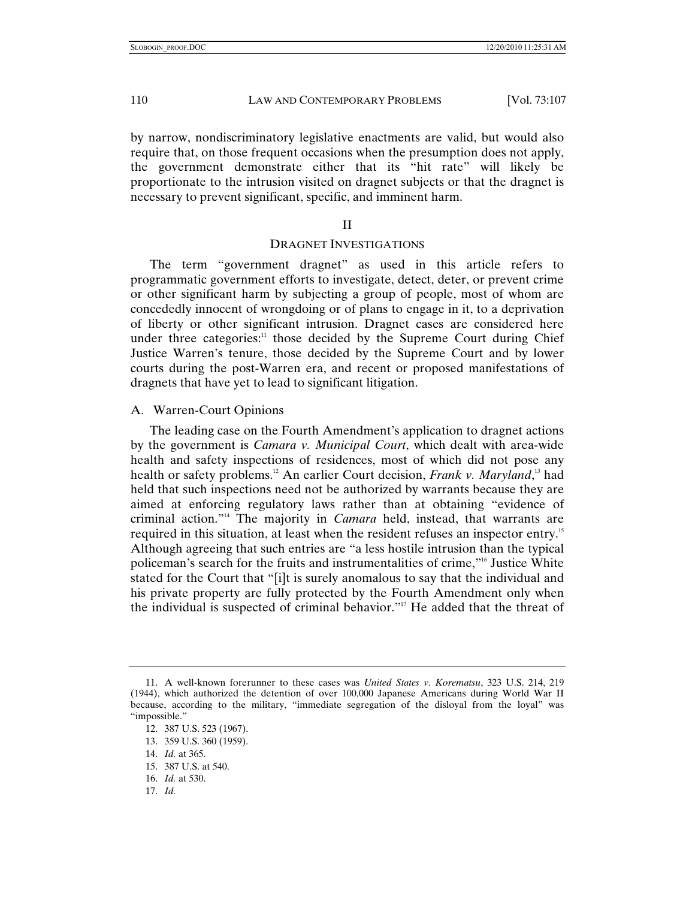by narrow, nondiscriminatory legislative enactments are valid, but would also require that, on those frequent occasions when the presumption does not apply, the government demonstrate either that its "hit rate" will likely be proportionate to the intrusion visited on dragnet subjects or that the dragnet is necessary to prevent significant, specific, and imminent harm.

## II

## DRAGNET INVESTIGATIONS

The term "government dragnet" as used in this article refers to programmatic government efforts to investigate, detect, deter, or prevent crime or other significant harm by subjecting a group of people, most of whom are concededly innocent of wrongdoing or of plans to engage in it, to a deprivation of liberty or other significant intrusion. Dragnet cases are considered here under three categories:[11] those decided by the Supreme Court during Chief Justice Warren's tenure, those decided by the Supreme Court and by lower courts during the post-Warren era, and recent or proposed manifestations of dragnets that have yet to lead to significant litigation.

### A. Warren-Court Opinions

The leading case on the Fourth Amendment's application to dragnet actions by the government is *Camara v. Municipal Court*, which dealt with area-wide health and safety inspections of residences, most of which did not pose any health or safety problems.[12] An earlier Court decision, *Frank v. Maryland*,[13] had held that such inspections need not be authorized by warrants because they are aimed at enforcing regulatory laws rather than at obtaining "evidence of criminal action."[14] The majority in *Camara* held, instead, that warrants are required in this situation, at least when the resident refuses an inspector entry.[15] Although agreeing that such entries are "a less hostile intrusion than the typical policeman's search for the fruits and instrumentalities of crime,"[16] Justice White stated for the Court that "[i]t is surely anomalous to say that the individual and his private property are fully protected by the Fourth Amendment only when the individual is suspected of criminal behavior."[17] He added that the threat of

---

11. A well-known forerunner to these cases was *United States v. Korematsu*, 323 U.S. 214, 219 (1944), which authorized the detention of over 100,000 Japanese Americans during World War II because, according to the military, "immediate segregation of the disloyal from the loyal" was "impossible."

12. 387 U.S. 523 (1967).

13. 359 U.S. 360 (1959).

14. *Id.* at 365.

15. 387 U.S. at 540.

16. *Id.* at 530.

17. *Id.*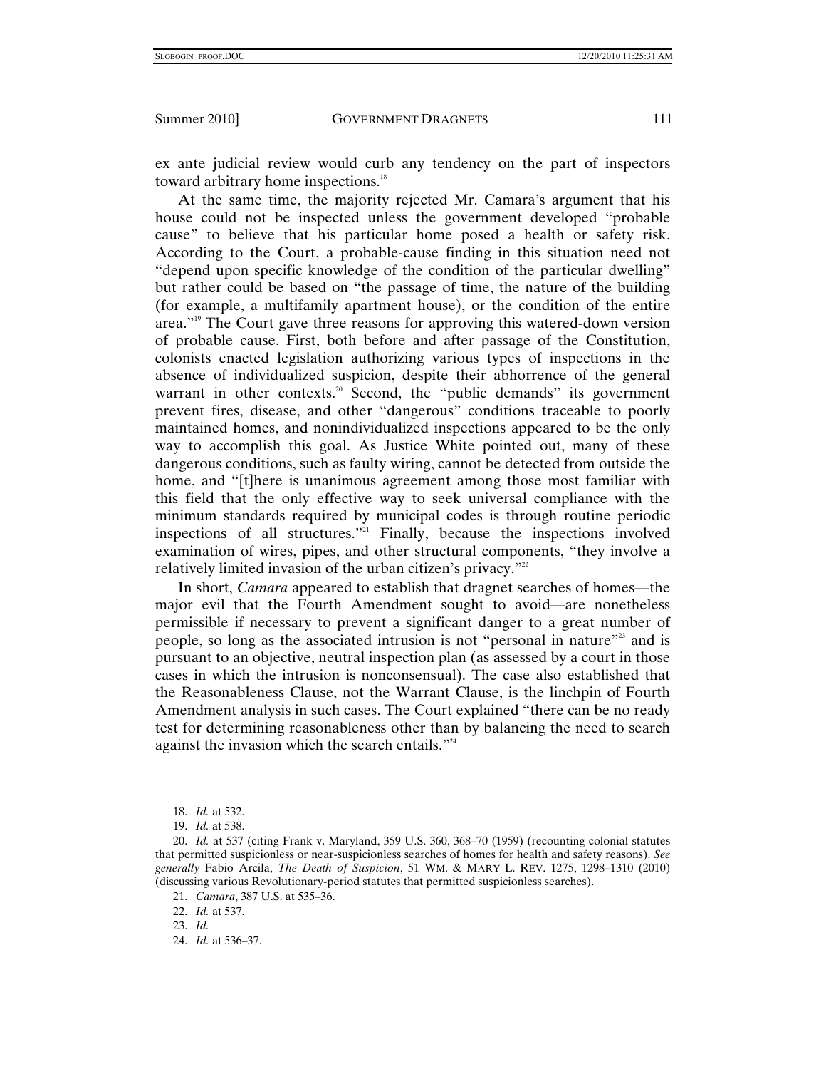ex ante judicial review would curb any tendency on the part of inspectors toward arbitrary home inspections.[18]

At the same time, the majority rejected Mr. Camara's argument that his house could not be inspected unless the government developed "probable cause" to believe that his particular home posed a health or safety risk. According to the Court, a probable-cause finding in this situation need not "depend upon specific knowledge of the condition of the particular dwelling" but rather could be based on "the passage of time, the nature of the building (for example, a multifamily apartment house), or the condition of the entire area."[19] The Court gave three reasons for approving this watered-down version of probable cause. First, both before and after passage of the Constitution, colonists enacted legislation authorizing various types of inspections in the absence of individualized suspicion, despite their abhorrence of the general warrant in other contexts.[20] Second, the "public demands" its government prevent fires, disease, and other "dangerous" conditions traceable to poorly maintained homes, and nonindividualized inspections appeared to be the only way to accomplish this goal. As Justice White pointed out, many of these dangerous conditions, such as faulty wiring, cannot be detected from outside the home, and "[t]here is unanimous agreement among those most familiar with this field that the only effective way to seek universal compliance with the minimum standards required by municipal codes is through routine periodic inspections of all structures."[21] Finally, because the inspections involved examination of wires, pipes, and other structural components, "they involve a relatively limited invasion of the urban citizen's privacy."[22]

In short, *Camara* appeared to establish that dragnet searches of homes—the major evil that the Fourth Amendment sought to avoid—are nonetheless permissible if necessary to prevent a significant danger to a great number of people, so long as the associated intrusion is not "personal in nature"[23] and is pursuant to an objective, neutral inspection plan (as assessed by a court in those cases in which the intrusion is nonconsensual). The case also established that the Reasonableness Clause, not the Warrant Clause, is the linchpin of Fourth Amendment analysis in such cases. The Court explained "there can be no ready test for determining reasonableness other than by balancing the need to search against the invasion which the search entails."[24]

---

18. *Id.* at 532.

19. *Id.* at 538.

20. *Id.* at 537 (citing Frank v. Maryland, 359 U.S. 360, 368–70 (1959) (recounting colonial statutes that permitted suspicionless or near-suspicionless searches of homes for health and safety reasons). *See generally* Fabio Arcila, *The Death of Suspicion*, 51 WM. & MARY L. REV. 1275, 1298–1310 (2010) (discussing various Revolutionary-period statutes that permitted suspicionless searches).

21. *Camara*, 387 U.S. at 535–36.

22. *Id.* at 537.

23. *Id.*

24. *Id.* at 536–37.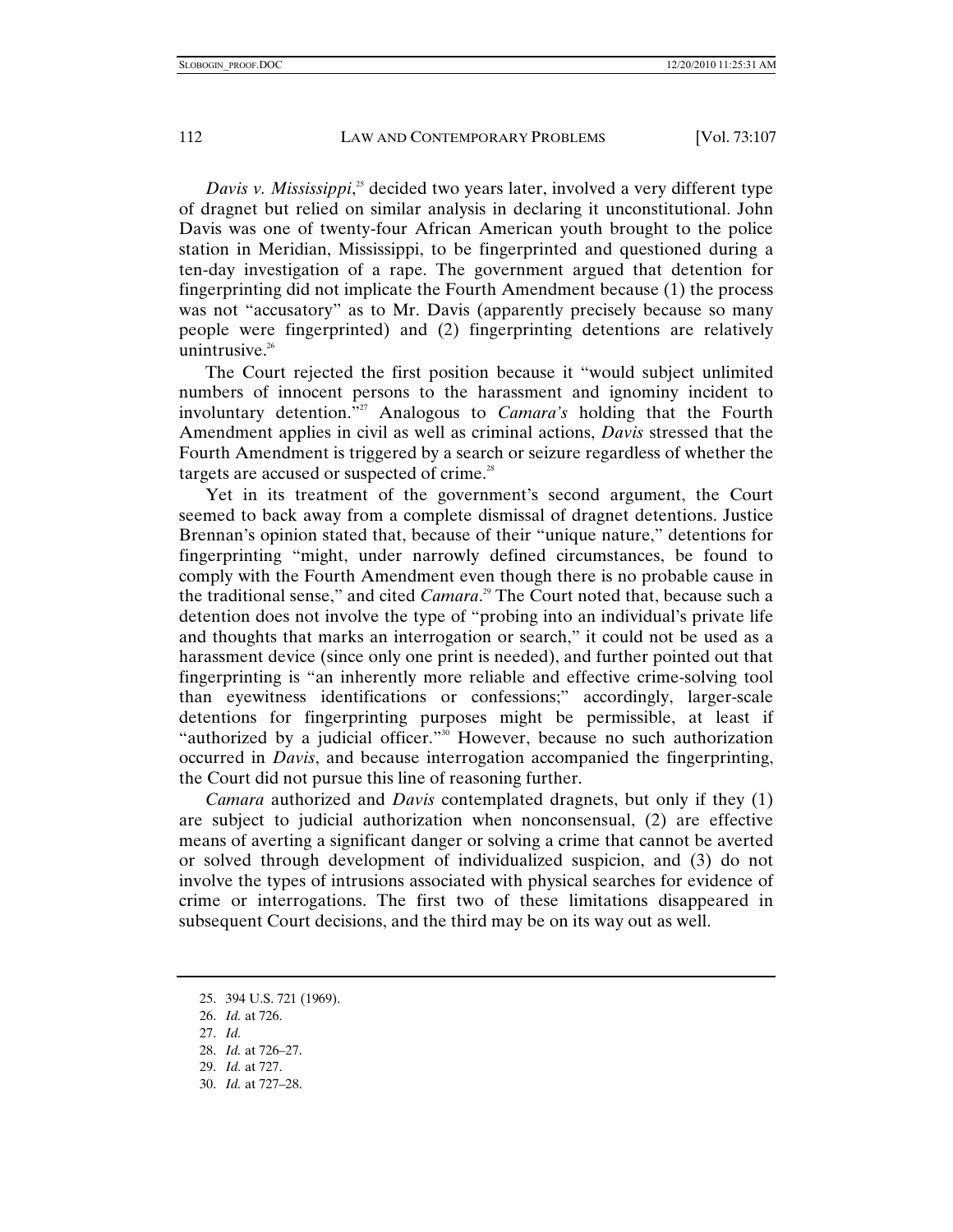*Davis v. Mississippi*,[25] decided two years later, involved a very different type of dragnet but relied on similar analysis in declaring it unconstitutional. John Davis was one of twenty-four African American youth brought to the police station in Meridian, Mississippi, to be fingerprinted and questioned during a ten-day investigation of a rape. The government argued that detention for fingerprinting did not implicate the Fourth Amendment because (1) the process was not "accusatory" as to Mr. Davis (apparently precisely because so many people were fingerprinted) and (2) fingerprinting detentions are relatively unintrusive.[26]

The Court rejected the first position because it "would subject unlimited numbers of innocent persons to the harassment and ignominy incident to involuntary detention."[27] Analogous to *Camara's* holding that the Fourth Amendment applies in civil as well as criminal actions, *Davis* stressed that the Fourth Amendment is triggered by a search or seizure regardless of whether the targets are accused or suspected of crime.[28]

Yet in its treatment of the government's second argument, the Court seemed to back away from a complete dismissal of dragnet detentions. Justice Brennan's opinion stated that, because of their "unique nature," detentions for fingerprinting "might, under narrowly defined circumstances, be found to comply with the Fourth Amendment even though there is no probable cause in the traditional sense," and cited *Camara*.[29] The Court noted that, because such a detention does not involve the type of "probing into an individual's private life and thoughts that marks an interrogation or search," it could not be used as a harassment device (since only one print is needed), and further pointed out that fingerprinting is "an inherently more reliable and effective crime-solving tool than eyewitness identifications or confessions;" accordingly, larger-scale detentions for fingerprinting purposes might be permissible, at least if "authorized by a judicial officer."[30] However, because no such authorization occurred in *Davis*, and because interrogation accompanied the fingerprinting, the Court did not pursue this line of reasoning further.

*Camara* authorized and *Davis* contemplated dragnets, but only if they (1) are subject to judicial authorization when nonconsensual, (2) are effective means of averting a significant danger or solving a crime that cannot be averted or solved through development of individualized suspicion, and (3) do not involve the types of intrusions associated with physical searches for evidence of crime or interrogations. The first two of these limitations disappeared in subsequent Court decisions, and the third may be on its way out as well.

---

25. 394 U.S. 721 (1969).
26. *Id.* at 726.
27. *Id.*
28. *Id.* at 726–27.
29. *Id.* at 727.
30. *Id.* at 727–28.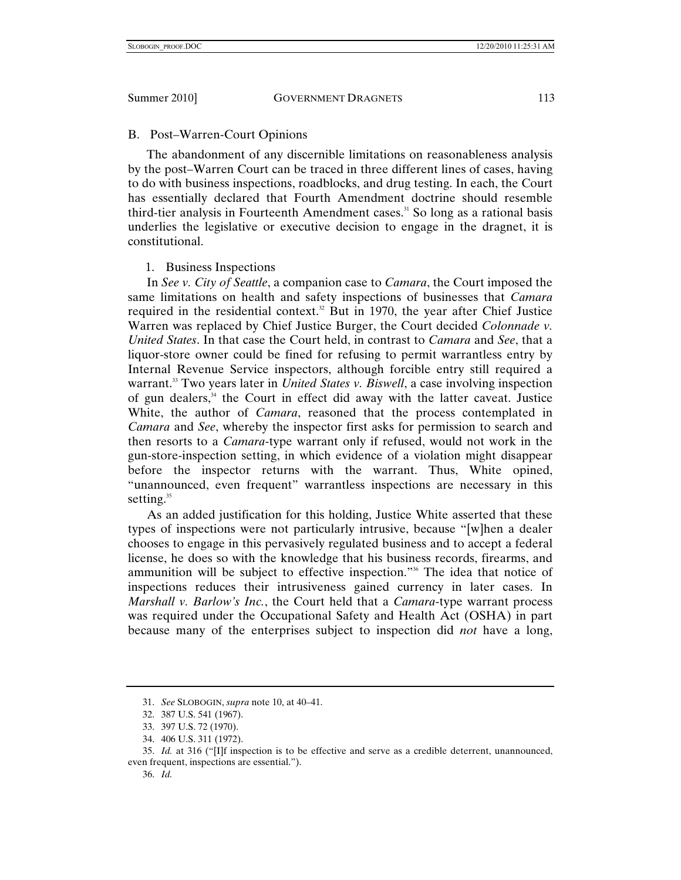## B. Post–Warren-Court Opinions

The abandonment of any discernible limitations on reasonableness analysis by the post–Warren Court can be traced in three different lines of cases, having to do with business inspections, roadblocks, and drug testing. In each, the Court has essentially declared that Fourth Amendment doctrine should resemble third-tier analysis in Fourteenth Amendment cases.[31] So long as a rational basis underlies the legislative or executive decision to engage in the dragnet, it is constitutional.

### 1. Business Inspections

In *See v. City of Seattle*, a companion case to *Camara*, the Court imposed the same limitations on health and safety inspections of businesses that *Camara* required in the residential context.[32] But in 1970, the year after Chief Justice Warren was replaced by Chief Justice Burger, the Court decided *Colonnade v. United States*. In that case the Court held, in contrast to *Camara* and *See*, that a liquor-store owner could be fined for refusing to permit warrantless entry by Internal Revenue Service inspectors, although forcible entry still required a warrant.[33] Two years later in *United States v. Biswell*, a case involving inspection of gun dealers,[34] the Court in effect did away with the latter caveat. Justice White, the author of *Camara*, reasoned that the process contemplated in *Camara* and *See*, whereby the inspector first asks for permission to search and then resorts to a *Camara*-type warrant only if refused, would not work in the gun-store-inspection setting, in which evidence of a violation might disappear before the inspector returns with the warrant. Thus, White opined, "unannounced, even frequent" warrantless inspections are necessary in this setting.[35]

As an added justification for this holding, Justice White asserted that these types of inspections were not particularly intrusive, because "[w]hen a dealer chooses to engage in this pervasively regulated business and to accept a federal license, he does so with the knowledge that his business records, firearms, and ammunition will be subject to effective inspection."[36] The idea that notice of inspections reduces their intrusiveness gained currency in later cases. In *Marshall v. Barlow's Inc.*, the Court held that a *Camara*-type warrant process was required under the Occupational Safety and Health Act (OSHA) in part because many of the enterprises subject to inspection did *not* have a long,

---

31. *See* SLOBOGIN, *supra* note 10, at 40–41.

32. 387 U.S. 541 (1967).

33. 397 U.S. 72 (1970).

34. 406 U.S. 311 (1972).

35. *Id.* at 316 ("[I]f inspection is to be effective and serve as a credible deterrent, unannounced, even frequent, inspections are essential.").

36. *Id.*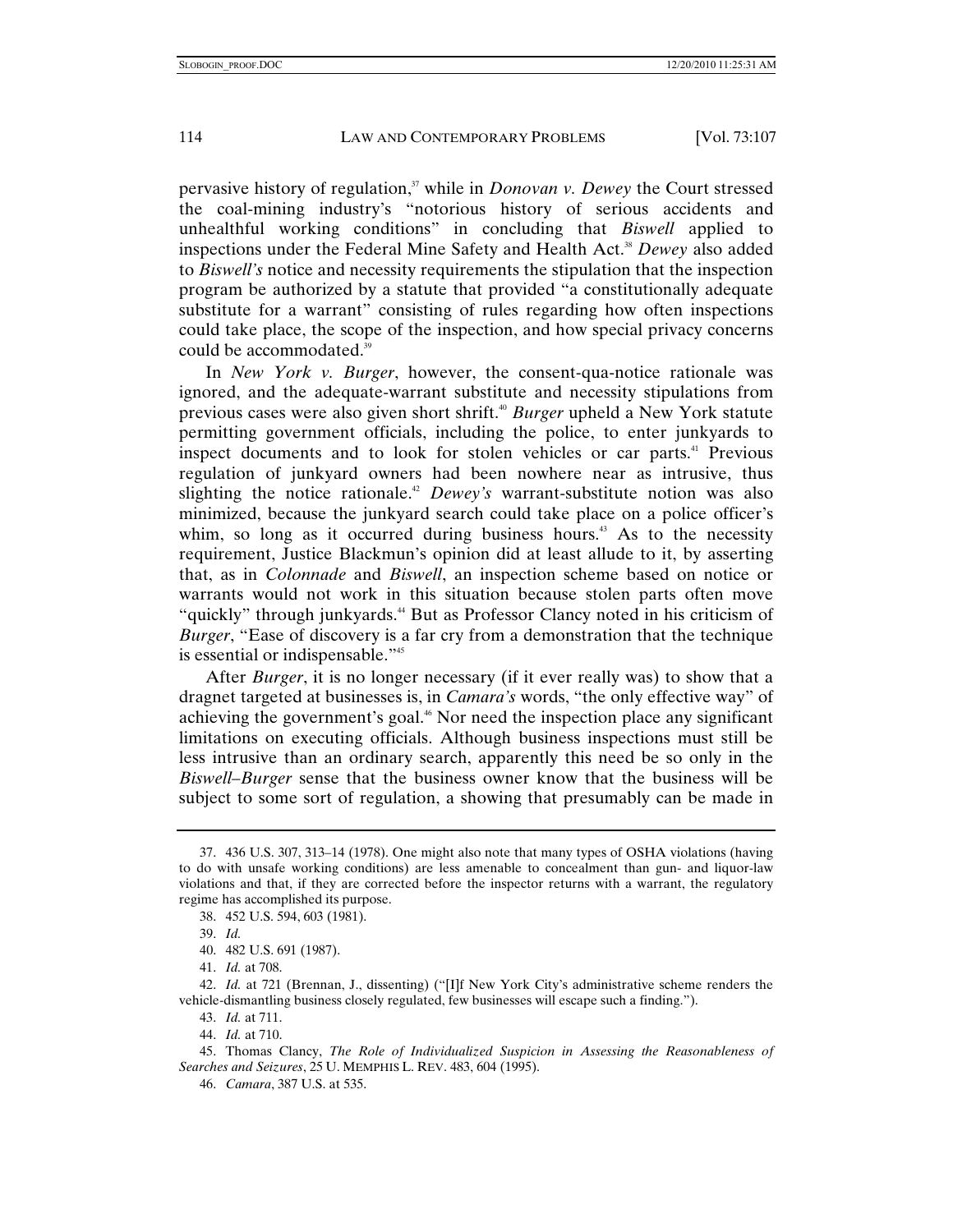pervasive history of regulation,[37] while in *Donovan v. Dewey* the Court stressed the coal-mining industry's "notorious history of serious accidents and unhealthful working conditions" in concluding that *Biswell* applied to inspections under the Federal Mine Safety and Health Act.[38] *Dewey* also added to *Biswell's* notice and necessity requirements the stipulation that the inspection program be authorized by a statute that provided "a constitutionally adequate substitute for a warrant" consisting of rules regarding how often inspections could take place, the scope of the inspection, and how special privacy concerns could be accommodated.[39]

In *New York v. Burger*, however, the consent-qua-notice rationale was ignored, and the adequate-warrant substitute and necessity stipulations from previous cases were also given short shrift.[40] *Burger* upheld a New York statute permitting government officials, including the police, to enter junkyards to inspect documents and to look for stolen vehicles or car parts.[41] Previous regulation of junkyard owners had been nowhere near as intrusive, thus slighting the notice rationale.[42] *Dewey's* warrant-substitute notion was also minimized, because the junkyard search could take place on a police officer's whim, so long as it occurred during business hours.[43] As to the necessity requirement, Justice Blackmun's opinion did at least allude to it, by asserting that, as in *Colonnade* and *Biswell*, an inspection scheme based on notice or warrants would not work in this situation because stolen parts often move "quickly" through junkyards.[44] But as Professor Clancy noted in his criticism of *Burger*, "Ease of discovery is a far cry from a demonstration that the technique is essential or indispensable."[45]

After *Burger*, it is no longer necessary (if it ever really was) to show that a dragnet targeted at businesses is, in *Camara's* words, "the only effective way" of achieving the government's goal.[46] Nor need the inspection place any significant limitations on executing officials. Although business inspections must still be less intrusive than an ordinary search, apparently this need be so only in the *Biswell–Burger* sense that the business owner know that the business will be subject to some sort of regulation, a showing that presumably can be made in

---

37. 436 U.S. 307, 313–14 (1978). One might also note that many types of OSHA violations (having to do with unsafe working conditions) are less amenable to concealment than gun- and liquor-law violations and that, if they are corrected before the inspector returns with a warrant, the regulatory regime has accomplished its purpose.

38. 452 U.S. 594, 603 (1981).

39. *Id.*

40. 482 U.S. 691 (1987).

41. *Id.* at 708.

42. *Id.* at 721 (Brennan, J., dissenting) ("[I]f New York City's administrative scheme renders the vehicle-dismantling business closely regulated, few businesses will escape such a finding.").

43. *Id.* at 711.

44. *Id.* at 710.

45. Thomas Clancy, *The Role of Individualized Suspicion in Assessing the Reasonableness of Searches and Seizures*, 25 U. MEMPHIS L. REV. 483, 604 (1995).

46. *Camara*, 387 U.S. at 535.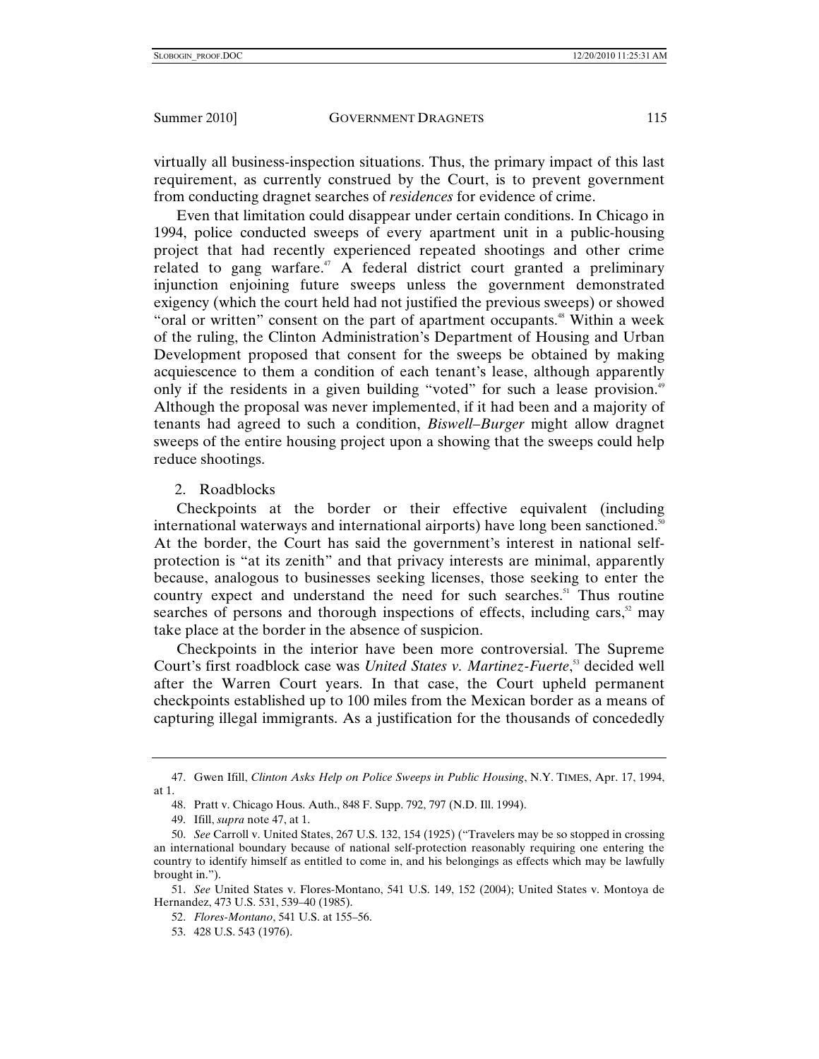virtually all business-inspection situations. Thus, the primary impact of this last requirement, as currently construed by the Court, is to prevent government from conducting dragnet searches of *residences* for evidence of crime.

Even that limitation could disappear under certain conditions. In Chicago in 1994, police conducted sweeps of every apartment unit in a public-housing project that had recently experienced repeated shootings and other crime related to gang warfare.[47] A federal district court granted a preliminary injunction enjoining future sweeps unless the government demonstrated exigency (which the court held had not justified the previous sweeps) or showed "oral or written" consent on the part of apartment occupants.[48] Within a week of the ruling, the Clinton Administration's Department of Housing and Urban Development proposed that consent for the sweeps be obtained by making acquiescence to them a condition of each tenant's lease, although apparently only if the residents in a given building "voted" for such a lease provision.[49] Although the proposal was never implemented, if it had been and a majority of tenants had agreed to such a condition, *Biswell–Burger* might allow dragnet sweeps of the entire housing project upon a showing that the sweeps could help reduce shootings.

2. Roadblocks

Checkpoints at the border or their effective equivalent (including international waterways and international airports) have long been sanctioned.[50] At the border, the Court has said the government's interest in national self-protection is "at its zenith" and that privacy interests are minimal, apparently because, analogous to businesses seeking licenses, those seeking to enter the country expect and understand the need for such searches.[51] Thus routine searches of persons and thorough inspections of effects, including cars,[52] may take place at the border in the absence of suspicion.

Checkpoints in the interior have been more controversial. The Supreme Court's first roadblock case was *United States v. Martinez-Fuerte*,[53] decided well after the Warren Court years. In that case, the Court upheld permanent checkpoints established up to 100 miles from the Mexican border as a means of capturing illegal immigrants. As a justification for the thousands of concededly

---

47. Gwen Ifill, *Clinton Asks Help on Police Sweeps in Public Housing*, N.Y. TIMES, Apr. 17, 1994, at 1.

48. Pratt v. Chicago Hous. Auth., 848 F. Supp. 792, 797 (N.D. Ill. 1994).

49. Ifill, *supra* note 47, at 1.

50. *See* Carroll v. United States, 267 U.S. 132, 154 (1925) ("Travelers may be so stopped in crossing an international boundary because of national self-protection reasonably requiring one entering the country to identify himself as entitled to come in, and his belongings as effects which may be lawfully brought in.").

51. *See* United States v. Flores-Montano, 541 U.S. 149, 152 (2004); United States v. Montoya de Hernandez, 473 U.S. 531, 539–40 (1985).

52. *Flores-Montano*, 541 U.S. at 155–56.

53. 428 U.S. 543 (1976).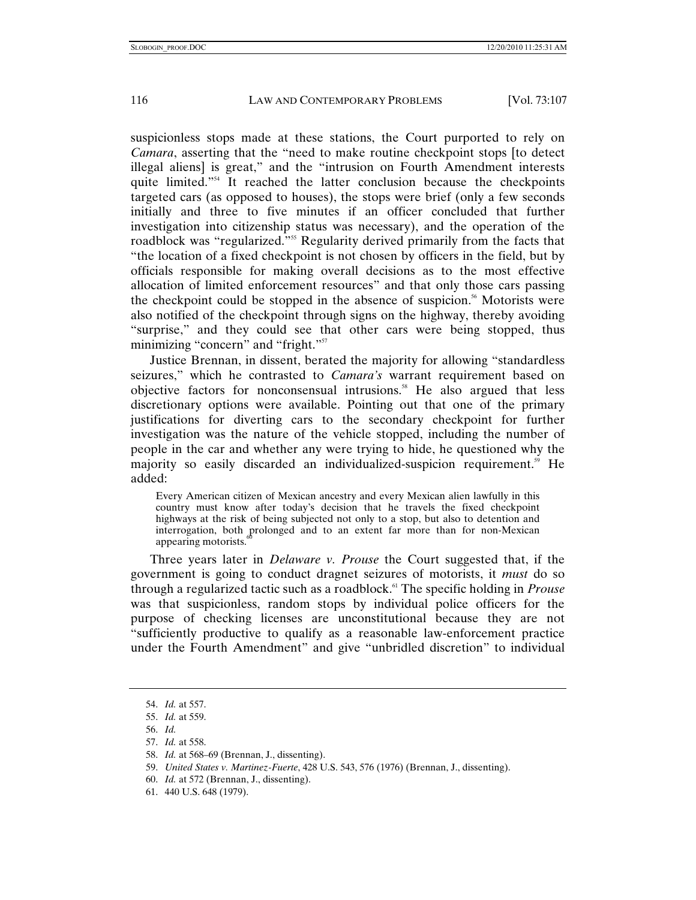suspicionless stops made at these stations, the Court purported to rely on *Camara*, asserting that the "need to make routine checkpoint stops [to detect illegal aliens] is great," and the "intrusion on Fourth Amendment interests quite limited."[54] It reached the latter conclusion because the checkpoints targeted cars (as opposed to houses), the stops were brief (only a few seconds initially and three to five minutes if an officer concluded that further investigation into citizenship status was necessary), and the operation of the roadblock was "regularized."[55] Regularity derived primarily from the facts that "the location of a fixed checkpoint is not chosen by officers in the field, but by officials responsible for making overall decisions as to the most effective allocation of limited enforcement resources" and that only those cars passing the checkpoint could be stopped in the absence of suspicion.[56] Motorists were also notified of the checkpoint through signs on the highway, thereby avoiding "surprise," and they could see that other cars were being stopped, thus minimizing "concern" and "fright."[57]

Justice Brennan, in dissent, berated the majority for allowing "standardless seizures," which he contrasted to *Camara's* warrant requirement based on objective factors for nonconsensual intrusions.[58] He also argued that less discretionary options were available. Pointing out that one of the primary justifications for diverting cars to the secondary checkpoint for further investigation was the nature of the vehicle stopped, including the number of people in the car and whether any were trying to hide, he questioned why the majority so easily discarded an individualized-suspicion requirement.[59] He added:

> Every American citizen of Mexican ancestry and every Mexican alien lawfully in this country must know after today's decision that he travels the fixed checkpoint highways at the risk of being subjected not only to a stop, but also to detention and interrogation, both prolonged and to an extent far more than for non-Mexican appearing motorists.[60]

Three years later in *Delaware v. Prouse* the Court suggested that, if the government is going to conduct dragnet seizures of motorists, it *must* do so through a regularized tactic such as a roadblock.[61] The specific holding in *Prouse* was that suspicionless, random stops by individual police officers for the purpose of checking licenses are unconstitutional because they are not "sufficiently productive to qualify as a reasonable law-enforcement practice under the Fourth Amendment" and give "unbridled discretion" to individual

---

54. *Id.* at 557.
55. *Id.* at 559.
56. *Id.*
57. *Id.* at 558.
58. *Id.* at 568–69 (Brennan, J., dissenting).
59. *United States v. Martinez-Fuerte*, 428 U.S. 543, 576 (1976) (Brennan, J., dissenting).
60. *Id.* at 572 (Brennan, J., dissenting).
61. 440 U.S. 648 (1979).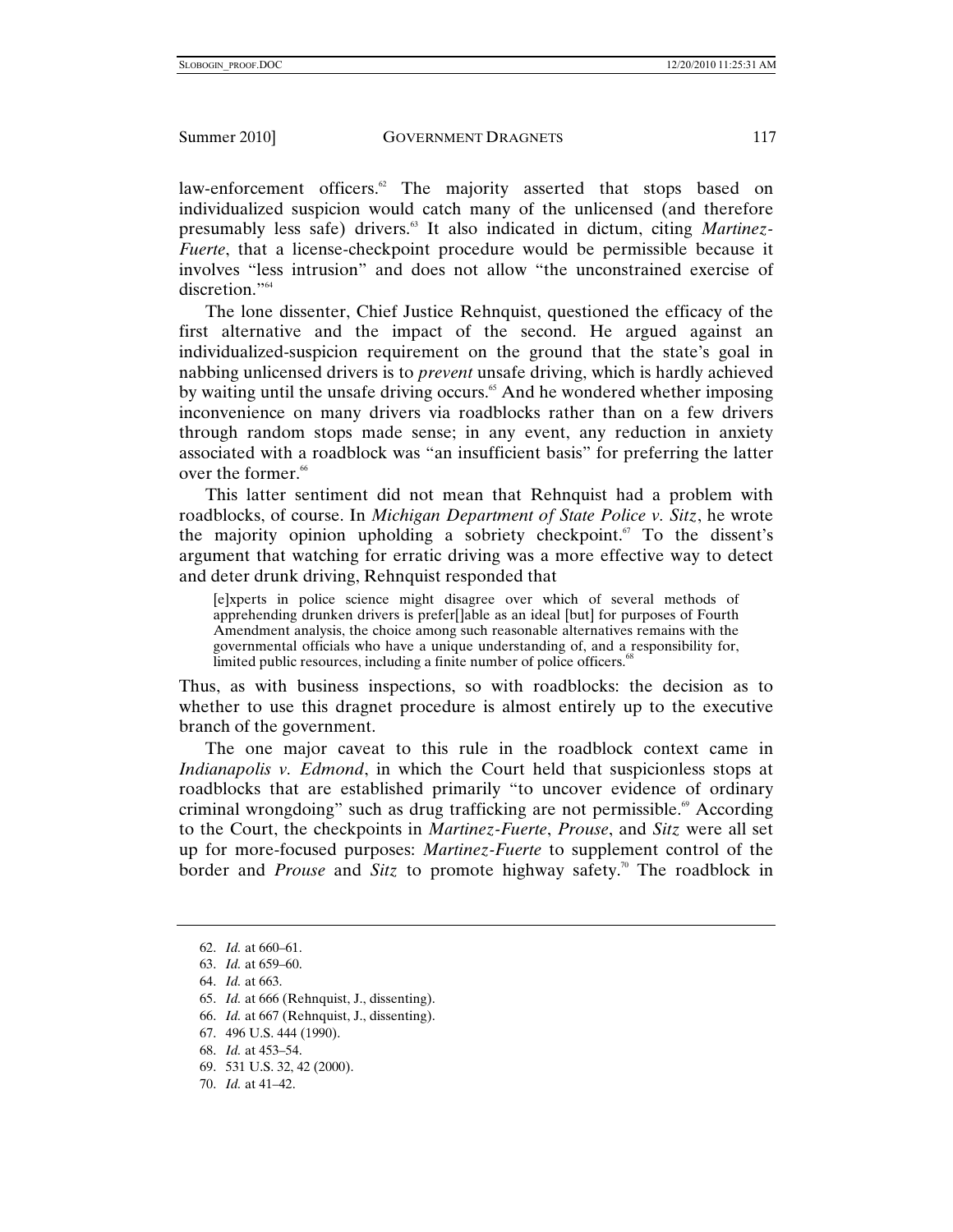law-enforcement officers.[62] The majority asserted that stops based on individualized suspicion would catch many of the unlicensed (and therefore presumably less safe) drivers.[63] It also indicated in dictum, citing *Martinez-Fuerte*, that a license-checkpoint procedure would be permissible because it involves "less intrusion" and does not allow "the unconstrained exercise of discretion."[64]

The lone dissenter, Chief Justice Rehnquist, questioned the efficacy of the first alternative and the impact of the second. He argued against an individualized-suspicion requirement on the ground that the state's goal in nabbing unlicensed drivers is to *prevent* unsafe driving, which is hardly achieved by waiting until the unsafe driving occurs.[65] And he wondered whether imposing inconvenience on many drivers via roadblocks rather than on a few drivers through random stops made sense; in any event, any reduction in anxiety associated with a roadblock was "an insufficient basis" for preferring the latter over the former.[66]

This latter sentiment did not mean that Rehnquist had a problem with roadblocks, of course. In *Michigan Department of State Police v. Sitz*, he wrote the majority opinion upholding a sobriety checkpoint.[67] To the dissent's argument that watching for erratic driving was a more effective way to detect and deter drunk driving, Rehnquist responded that

> [e]xperts in police science might disagree over which of several methods of apprehending drunken drivers is prefer[]able as an ideal [but] for purposes of Fourth Amendment analysis, the choice among such reasonable alternatives remains with the governmental officials who have a unique understanding of, and a responsibility for, limited public resources, including a finite number of police officers.[68]

Thus, as with business inspections, so with roadblocks: the decision as to whether to use this dragnet procedure is almost entirely up to the executive branch of the government.

The one major caveat to this rule in the roadblock context came in *Indianapolis v. Edmond*, in which the Court held that suspicionless stops at roadblocks that are established primarily "to uncover evidence of ordinary criminal wrongdoing" such as drug trafficking are not permissible.[69] According to the Court, the checkpoints in *Martinez-Fuerte*, *Prouse*, and *Sitz* were all set up for more-focused purposes: *Martinez-Fuerte* to supplement control of the border and *Prouse* and *Sitz* to promote highway safety.[70] The roadblock in

---

62. *Id.* at 660–61.
63. *Id.* at 659–60.
64. *Id.* at 663.
65. *Id.* at 666 (Rehnquist, J., dissenting).
66. *Id.* at 667 (Rehnquist, J., dissenting).
67. 496 U.S. 444 (1990).
68. *Id.* at 453–54.
69. 531 U.S. 32, 42 (2000).
70. *Id.* at 41–42.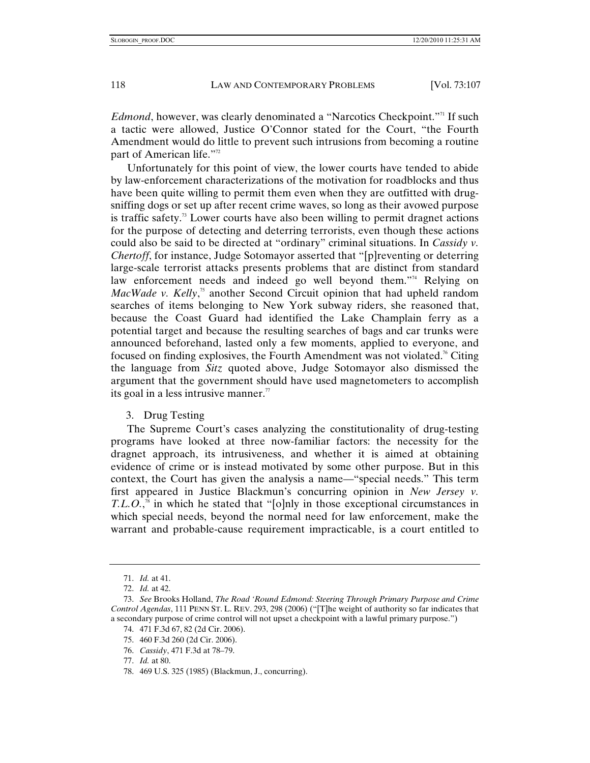*Edmond*, however, was clearly denominated a "Narcotics Checkpoint."[71] If such a tactic were allowed, Justice O'Connor stated for the Court, "the Fourth Amendment would do little to prevent such intrusions from becoming a routine part of American life."[72]

Unfortunately for this point of view, the lower courts have tended to abide by law-enforcement characterizations of the motivation for roadblocks and thus have been quite willing to permit them even when they are outfitted with drug-sniffing dogs or set up after recent crime waves, so long as their avowed purpose is traffic safety.[73] Lower courts have also been willing to permit dragnet actions for the purpose of detecting and deterring terrorists, even though these actions could also be said to be directed at "ordinary" criminal situations. In *Cassidy v. Chertoff*, for instance, Judge Sotomayor asserted that "[p]reventing or deterring large-scale terrorist attacks presents problems that are distinct from standard law enforcement needs and indeed go well beyond them."[74] Relying on *MacWade v. Kelly*,[75] another Second Circuit opinion that had upheld random searches of items belonging to New York subway riders, she reasoned that, because the Coast Guard had identified the Lake Champlain ferry as a potential target and because the resulting searches of bags and car trunks were announced beforehand, lasted only a few moments, applied to everyone, and focused on finding explosives, the Fourth Amendment was not violated.[76] Citing the language from *Sitz* quoted above, Judge Sotomayor also dismissed the argument that the government should have used magnetometers to accomplish its goal in a less intrusive manner.[77]

### 3. Drug Testing

The Supreme Court's cases analyzing the constitutionality of drug-testing programs have looked at three now-familiar factors: the necessity for the dragnet approach, its intrusiveness, and whether it is aimed at obtaining evidence of crime or is instead motivated by some other purpose. But in this context, the Court has given the analysis a name—"special needs." This term first appeared in Justice Blackmun's concurring opinion in *New Jersey v. T.L.O.*,[78] in which he stated that "[o]nly in those exceptional circumstances in which special needs, beyond the normal need for law enforcement, make the warrant and probable-cause requirement impracticable, is a court entitled to

---

71. *Id.* at 41.

72. *Id.* at 42.

73. *See* Brooks Holland, *The Road 'Round Edmond: Steering Through Primary Purpose and Crime Control Agendas*, 111 PENN ST. L. REV. 293, 298 (2006) ("[T]he weight of authority so far indicates that a secondary purpose of crime control will not upset a checkpoint with a lawful primary purpose.")

74. 471 F.3d 67, 82 (2d Cir. 2006).

75. 460 F.3d 260 (2d Cir. 2006).

76. *Cassidy*, 471 F.3d at 78–79.

77. *Id.* at 80.

78. 469 U.S. 325 (1985) (Blackmun, J., concurring).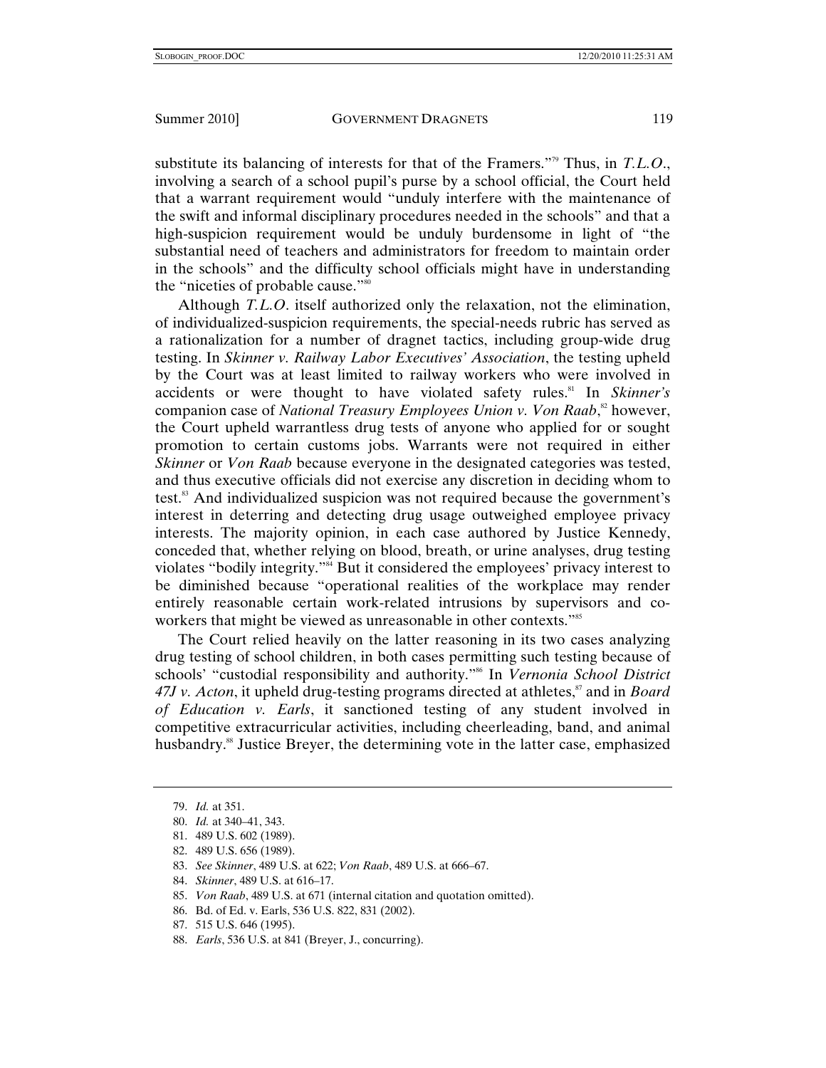substitute its balancing of interests for that of the Framers."[79] Thus, in *T.L.O.*, involving a search of a school pupil's purse by a school official, the Court held that a warrant requirement would "unduly interfere with the maintenance of the swift and informal disciplinary procedures needed in the schools" and that a high-suspicion requirement would be unduly burdensome in light of "the substantial need of teachers and administrators for freedom to maintain order in the schools" and the difficulty school officials might have in understanding the "niceties of probable cause."[80]

Although *T.L.O.* itself authorized only the relaxation, not the elimination, of individualized-suspicion requirements, the special-needs rubric has served as a rationalization for a number of dragnet tactics, including group-wide drug testing. In *Skinner v. Railway Labor Executives' Association*, the testing upheld by the Court was at least limited to railway workers who were involved in accidents or were thought to have violated safety rules.[81] In *Skinner's* companion case of *National Treasury Employees Union v. Von Raab*,[82] however, the Court upheld warrantless drug tests of anyone who applied for or sought promotion to certain customs jobs. Warrants were not required in either *Skinner* or *Von Raab* because everyone in the designated categories was tested, and thus executive officials did not exercise any discretion in deciding whom to test.[83] And individualized suspicion was not required because the government's interest in deterring and detecting drug usage outweighed employee privacy interests. The majority opinion, in each case authored by Justice Kennedy, conceded that, whether relying on blood, breath, or urine analyses, drug testing violates "bodily integrity."[84] But it considered the employees' privacy interest to be diminished because "operational realities of the workplace may render entirely reasonable certain work-related intrusions by supervisors and co-workers that might be viewed as unreasonable in other contexts."[85]

The Court relied heavily on the latter reasoning in its two cases analyzing drug testing of school children, in both cases permitting such testing because of schools' "custodial responsibility and authority."[86] In *Vernonia School District 47J v. Acton*, it upheld drug-testing programs directed at athletes,[87] and in *Board of Education v. Earls*, it sanctioned testing of any student involved in competitive extracurricular activities, including cheerleading, band, and animal husbandry.[88] Justice Breyer, the determining vote in the latter case, emphasized

79. *Id.* at 351.

80. *Id.* at 340–41, 343.

81. 489 U.S. 602 (1989).

82. 489 U.S. 656 (1989).

83. *See Skinner*, 489 U.S. at 622; *Von Raab*, 489 U.S. at 666–67.

84. *Skinner*, 489 U.S. at 616–17.

85. *Von Raab*, 489 U.S. at 671 (internal citation and quotation omitted).

86. Bd. of Ed. v. Earls, 536 U.S. 822, 831 (2002).

87. 515 U.S. 646 (1995).

88. *Earls*, 536 U.S. at 841 (Breyer, J., concurring).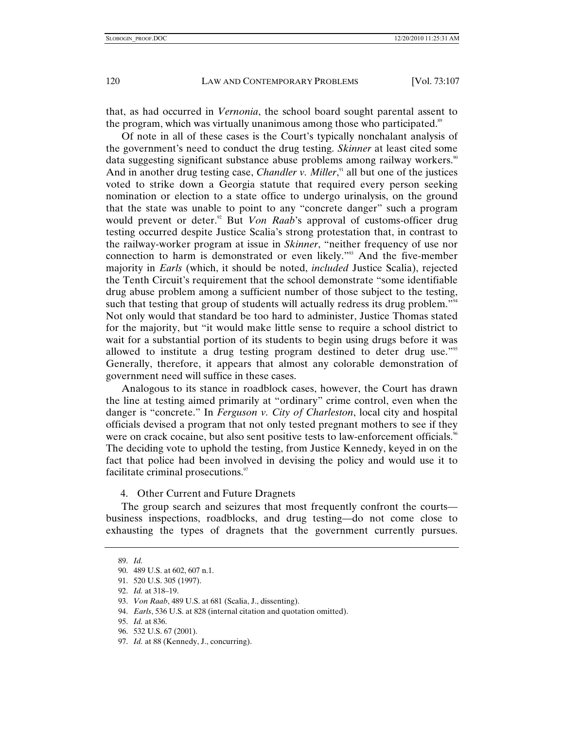that, as had occurred in *Vernonia*, the school board sought parental assent to the program, which was virtually unanimous among those who participated.[89]

Of note in all of these cases is the Court's typically nonchalant analysis of the government's need to conduct the drug testing. *Skinner* at least cited some data suggesting significant substance abuse problems among railway workers.[90] And in another drug testing case, *Chandler v. Miller*,[91] all but one of the justices voted to strike down a Georgia statute that required every person seeking nomination or election to a state office to undergo urinalysis, on the ground that the state was unable to point to any "concrete danger" such a program would prevent or deter.[92] But *Von Raab*'s approval of customs-officer drug testing occurred despite Justice Scalia's strong protestation that, in contrast to the railway-worker program at issue in *Skinner*, "neither frequency of use nor connection to harm is demonstrated or even likely."[93] And the five-member majority in *Earls* (which, it should be noted, *included* Justice Scalia), rejected the Tenth Circuit's requirement that the school demonstrate "some identifiable drug abuse problem among a sufficient number of those subject to the testing, such that testing that group of students will actually redress its drug problem."[94] Not only would that standard be too hard to administer, Justice Thomas stated for the majority, but "it would make little sense to require a school district to wait for a substantial portion of its students to begin using drugs before it was allowed to institute a drug testing program destined to deter drug use."[95] Generally, therefore, it appears that almost any colorable demonstration of government need will suffice in these cases.

Analogous to its stance in roadblock cases, however, the Court has drawn the line at testing aimed primarily at "ordinary" crime control, even when the danger is "concrete." In *Ferguson v. City of Charleston*, local city and hospital officials devised a program that not only tested pregnant mothers to see if they were on crack cocaine, but also sent positive tests to law-enforcement officials.[96] The deciding vote to uphold the testing, from Justice Kennedy, keyed in on the fact that police had been involved in devising the policy and would use it to facilitate criminal prosecutions.[97]

#### 4. Other Current and Future Dragnets

The group search and seizures that most frequently confront the courts—business inspections, roadblocks, and drug testing—do not come close to exhausting the types of dragnets that the government currently pursues.

---

89. *Id.*
90. 489 U.S. at 602, 607 n.1.
91. 520 U.S. 305 (1997).
92. *Id.* at 318–19.
93. *Von Raab*, 489 U.S. at 681 (Scalia, J., dissenting).
94. *Earls*, 536 U.S. at 828 (internal citation and quotation omitted).
95. *Id.* at 836.
96. 532 U.S. 67 (2001).
97. *Id.* at 88 (Kennedy, J., concurring).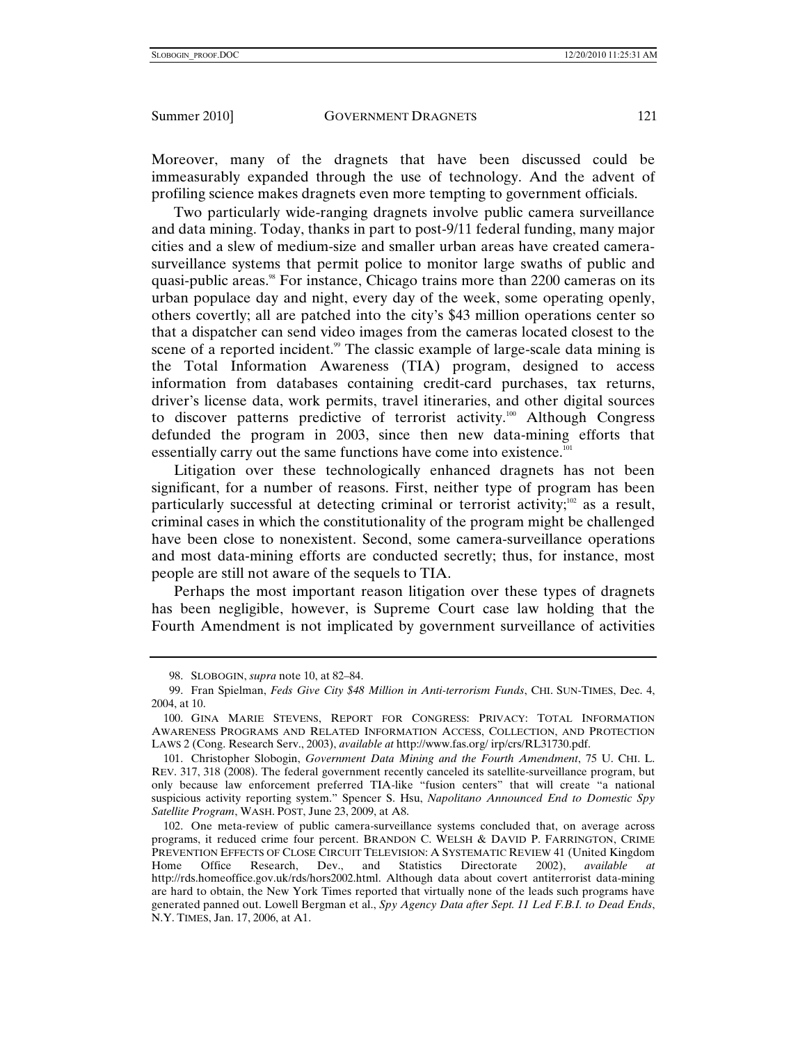Moreover, many of the dragnets that have been discussed could be immeasurably expanded through the use of technology. And the advent of profiling science makes dragnets even more tempting to government officials.

Two particularly wide-ranging dragnets involve public camera surveillance and data mining. Today, thanks in part to post-9/11 federal funding, many major cities and a slew of medium-size and smaller urban areas have created camera-surveillance systems that permit police to monitor large swaths of public and quasi-public areas.[98] For instance, Chicago trains more than 2200 cameras on its urban populace day and night, every day of the week, some operating openly, others covertly; all are patched into the city's $43 million operations center so that a dispatcher can send video images from the cameras located closest to the scene of a reported incident.[99] The classic example of large-scale data mining is the Total Information Awareness (TIA) program, designed to access information from databases containing credit-card purchases, tax returns, driver's license data, work permits, travel itineraries, and other digital sources to discover patterns predictive of terrorist activity.[100] Although Congress defunded the program in 2003, since then new data-mining efforts that essentially carry out the same functions have come into existence.[101]

Litigation over these technologically enhanced dragnets has not been significant, for a number of reasons. First, neither type of program has been particularly successful at detecting criminal or terrorist activity;[102] as a result, criminal cases in which the constitutionality of the program might be challenged have been close to nonexistent. Second, some camera-surveillance operations and most data-mining efforts are conducted secretly; thus, for instance, most people are still not aware of the sequels to TIA.

Perhaps the most important reason litigation over these types of dragnets has been negligible, however, is Supreme Court case law holding that the Fourth Amendment is not implicated by government surveillance of activities

---

98. SLOBOGIN, *supra* note 10, at 82–84.

99. Fran Spielman, *Feds Give City $48 Million in Anti-terrorism Funds*, CHI. SUN-TIMES, Dec. 4, 2004, at 10.

100. GINA MARIE STEVENS, REPORT FOR CONGRESS: PRIVACY: TOTAL INFORMATION AWARENESS PROGRAMS AND RELATED INFORMATION ACCESS, COLLECTION, AND PROTECTION LAWS 2 (Cong. Research Serv., 2003), *available at* http://www.fas.org/ irp/crs/RL31730.pdf.

101. Christopher Slobogin, *Government Data Mining and the Fourth Amendment*, 75 U. CHI. L. REV. 317, 318 (2008). The federal government recently canceled its satellite-surveillance program, but only because law enforcement preferred TIA-like "fusion centers" that will create "a national suspicious activity reporting system." Spencer S. Hsu, *Napolitano Announced End to Domestic Spy Satellite Program*, WASH. POST, June 23, 2009, at A8.

102. One meta-review of public camera-surveillance systems concluded that, on average across programs, it reduced crime four percent. BRANDON C. WELSH & DAVID P. FARRINGTON, CRIME PREVENTION EFFECTS OF CLOSE CIRCUIT TELEVISION: A SYSTEMATIC REVIEW 41 (United Kingdom Home Office Research, Dev., and Statistics Directorate 2002), *available at* http://rds.homeoffice.gov.uk/rds/hors2002.html. Although data about covert antiterrorist data-mining are hard to obtain, the New York Times reported that virtually none of the leads such programs have generated panned out. Lowell Bergman et al., *Spy Agency Data after Sept. 11 Led F.B.I. to Dead Ends*, N.Y. TIMES, Jan. 17, 2006, at A1.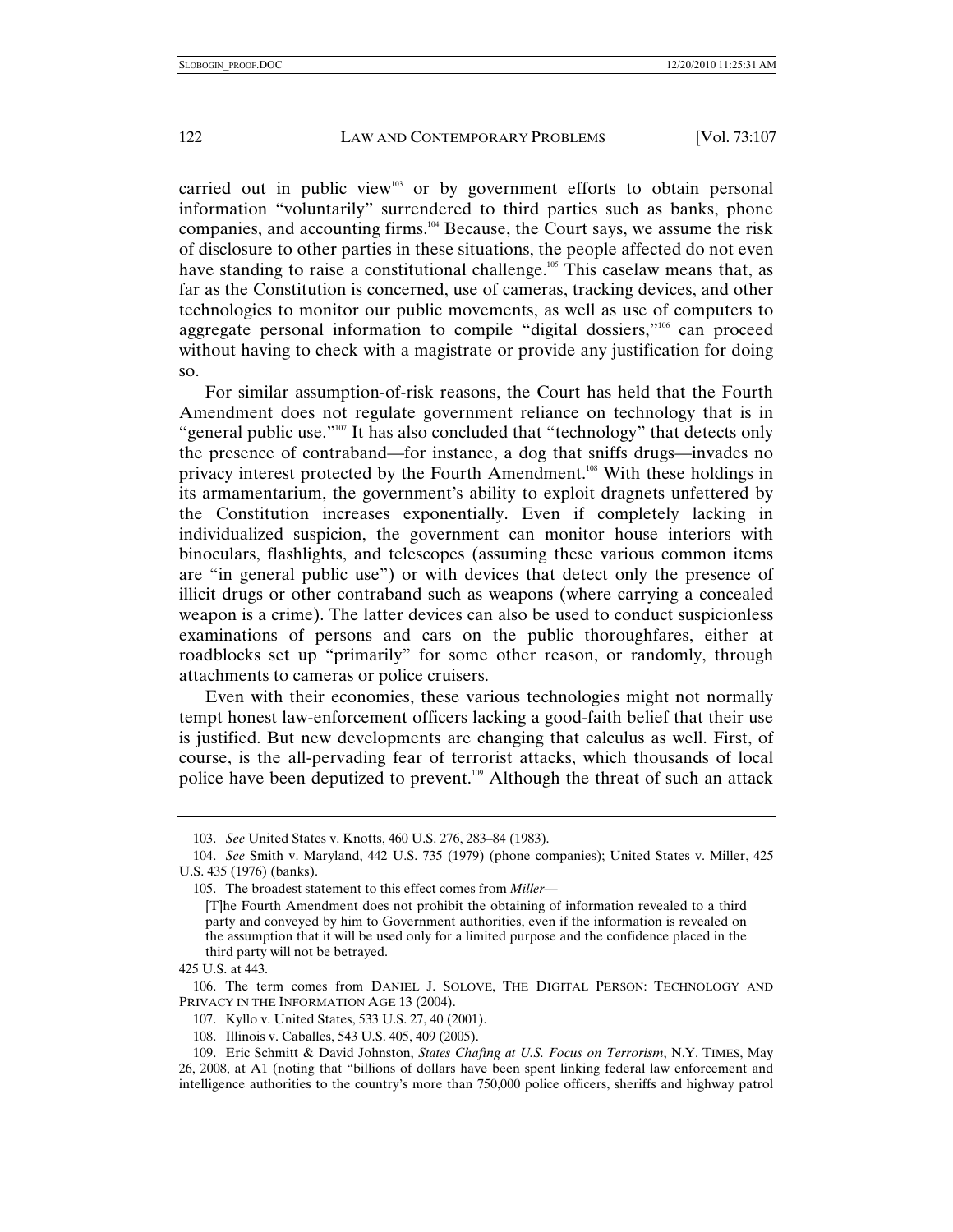carried out in public view[103] or by government efforts to obtain personal information "voluntarily" surrendered to third parties such as banks, phone companies, and accounting firms.[104] Because, the Court says, we assume the risk of disclosure to other parties in these situations, the people affected do not even have standing to raise a constitutional challenge.[105] This caselaw means that, as far as the Constitution is concerned, use of cameras, tracking devices, and other technologies to monitor our public movements, as well as use of computers to aggregate personal information to compile "digital dossiers,"[106] can proceed without having to check with a magistrate or provide any justification for doing so.

For similar assumption-of-risk reasons, the Court has held that the Fourth Amendment does not regulate government reliance on technology that is in "general public use."[107] It has also concluded that "technology" that detects only the presence of contraband—for instance, a dog that sniffs drugs—invades no privacy interest protected by the Fourth Amendment.[108] With these holdings in its armamentarium, the government's ability to exploit dragnets unfettered by the Constitution increases exponentially. Even if completely lacking in individualized suspicion, the government can monitor house interiors with binoculars, flashlights, and telescopes (assuming these various common items are "in general public use") or with devices that detect only the presence of illicit drugs or other contraband such as weapons (where carrying a concealed weapon is a crime). The latter devices can also be used to conduct suspicionless examinations of persons and cars on the public thoroughfares, either at roadblocks set up "primarily" for some other reason, or randomly, through attachments to cameras or police cruisers.

Even with their economies, these various technologies might not normally tempt honest law-enforcement officers lacking a good-faith belief that their use is justified. But new developments are changing that calculus as well. First, of course, is the all-pervading fear of terrorist attacks, which thousands of local police have been deputized to prevent.[109] Although the threat of such an attack

---

103. *See* United States v. Knotts, 460 U.S. 276, 283–84 (1983).

104. *See* Smith v. Maryland, 442 U.S. 735 (1979) (phone companies); United States v. Miller, 425 U.S. 435 (1976) (banks).

105. The broadest statement to this effect comes from *Miller*—

> [T]he Fourth Amendment does not prohibit the obtaining of information revealed to a third party and conveyed by him to Government authorities, even if the information is revealed on the assumption that it will be used only for a limited purpose and the confidence placed in the third party will not be betrayed.

425 U.S. at 443.

106. The term comes from DANIEL J. SOLOVE, THE DIGITAL PERSON: TECHNOLOGY AND PRIVACY IN THE INFORMATION AGE 13 (2004).

107. Kyllo v. United States, 533 U.S. 27, 40 (2001).

108. Illinois v. Caballes, 543 U.S. 405, 409 (2005).

109. Eric Schmitt & David Johnston, *States Chafing at U.S. Focus on Terrorism*, N.Y. TIMES, May 26, 2008, at A1 (noting that "billions of dollars have been spent linking federal law enforcement and intelligence authorities to the country's more than 750,000 police officers, sheriffs and highway patrol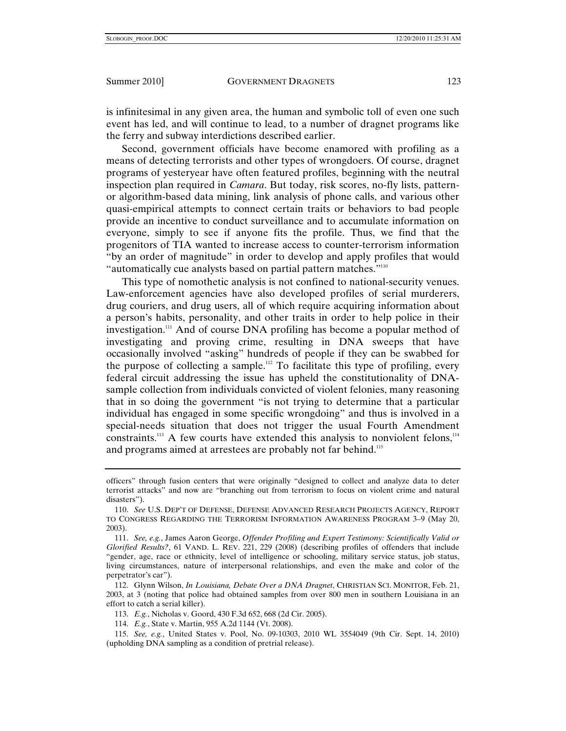is infinitesimal in any given area, the human and symbolic toll of even one such event has led, and will continue to lead, to a number of dragnet programs like the ferry and subway interdictions described earlier.

Second, government officials have become enamored with profiling as a means of detecting terrorists and other types of wrongdoers. Of course, dragnet programs of yesteryear have often featured profiles, beginning with the neutral inspection plan required in *Camara*. But today, risk scores, no-fly lists, pattern- or algorithm-based data mining, link analysis of phone calls, and various other quasi-empirical attempts to connect certain traits or behaviors to bad people provide an incentive to conduct surveillance and to accumulate information on everyone, simply to see if anyone fits the profile. Thus, we find that the progenitors of TIA wanted to increase access to counter-terrorism information "by an order of magnitude" in order to develop and apply profiles that would "automatically cue analysts based on partial pattern matches."[110]

This type of nomothetic analysis is not confined to national-security venues. Law-enforcement agencies have also developed profiles of serial murderers, drug couriers, and drug users, all of which require acquiring information about a person's habits, personality, and other traits in order to help police in their investigation.[111] And of course DNA profiling has become a popular method of investigating and proving crime, resulting in DNA sweeps that have occasionally involved "asking" hundreds of people if they can be swabbed for the purpose of collecting a sample.[112] To facilitate this type of profiling, every federal circuit addressing the issue has upheld the constitutionality of DNA-sample collection from individuals convicted of violent felonies, many reasoning that in so doing the government "is not trying to determine that a particular individual has engaged in some specific wrongdoing" and thus is involved in a special-needs situation that does not trigger the usual Fourth Amendment constraints.[113] A few courts have extended this analysis to nonviolent felons,[114] and programs aimed at arrestees are probably not far behind.[115]

---

officers" through fusion centers that were originally "designed to collect and analyze data to deter terrorist attacks" and now are "branching out from terrorism to focus on violent crime and natural disasters").

110. *See* U.S. DEP'T OF DEFENSE, DEFENSE ADVANCED RESEARCH PROJECTS AGENCY, REPORT TO CONGRESS REGARDING THE TERRORISM INFORMATION AWARENESS PROGRAM 3–9 (May 20, 2003).

111. *See, e.g.*, James Aaron George, *Offender Profiling and Expert Testimony: Scientifically Valid or Glorified Results?*, 61 VAND. L. REV. 221, 229 (2008) (describing profiles of offenders that include "gender, age, race or ethnicity, level of intelligence or schooling, military service status, job status, living circumstances, nature of interpersonal relationships, and even the make and color of the perpetrator's car").

112. Glynn Wilson, *In Louisiana, Debate Over a DNA Dragnet*, CHRISTIAN SCI. MONITOR, Feb. 21, 2003, at 3 (noting that police had obtained samples from over 800 men in southern Louisiana in an effort to catch a serial killer).

113. *E.g.*, Nicholas v. Goord, 430 F.3d 652, 668 (2d Cir. 2005).

114. *E.g.*, State v. Martin, 955 A.2d 1144 (Vt. 2008).

115. *See, e.g.*, United States v. Pool, No. 09-10303, 2010 WL 3554049 (9th Cir. Sept. 14, 2010) (upholding DNA sampling as a condition of pretrial release).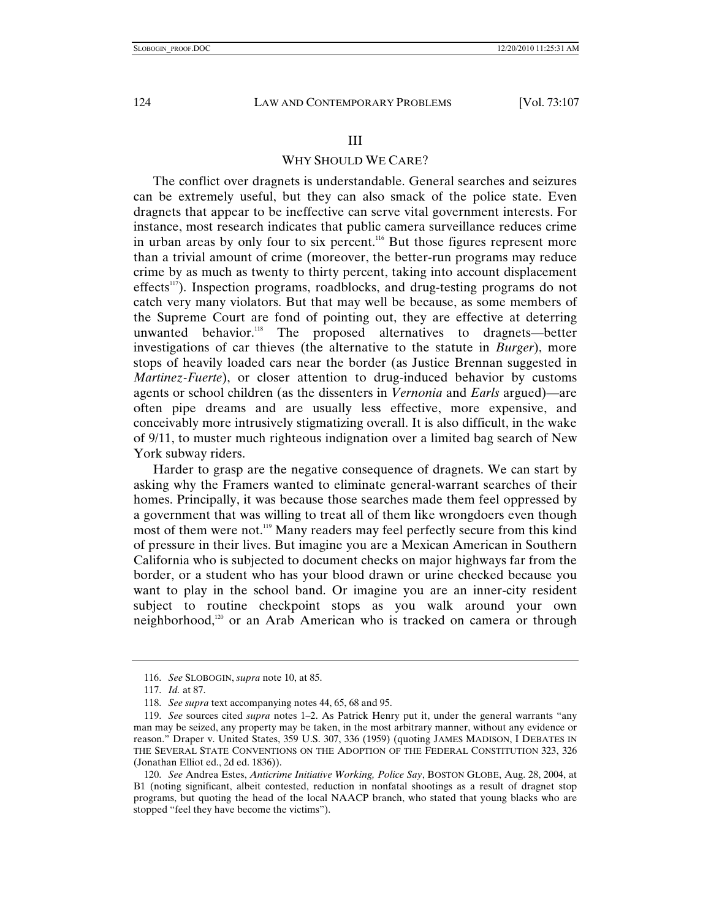## III

## WHY SHOULD WE CARE?

The conflict over dragnets is understandable. General searches and seizures can be extremely useful, but they can also smack of the police state. Even dragnets that appear to be ineffective can serve vital government interests. For instance, most research indicates that public camera surveillance reduces crime in urban areas by only four to six percent.[116] But those figures represent more than a trivial amount of crime (moreover, the better-run programs may reduce crime by as much as twenty to thirty percent, taking into account displacement effects[117]). Inspection programs, roadblocks, and drug-testing programs do not catch very many violators. But that may well be because, as some members of the Supreme Court are fond of pointing out, they are effective at deterring unwanted behavior.[118] The proposed alternatives to dragnets—better investigations of car thieves (the alternative to the statute in *Burger*), more stops of heavily loaded cars near the border (as Justice Brennan suggested in *Martinez-Fuerte*), or closer attention to drug-induced behavior by customs agents or school children (as the dissenters in *Vernonia* and *Earls* argued)—are often pipe dreams and are usually less effective, more expensive, and conceivably more intrusively stigmatizing overall. It is also difficult, in the wake of 9/11, to muster much righteous indignation over a limited bag search of New York subway riders.

Harder to grasp are the negative consequence of dragnets. We can start by asking why the Framers wanted to eliminate general-warrant searches of their homes. Principally, it was because those searches made them feel oppressed by a government that was willing to treat all of them like wrongdoers even though most of them were not.[119] Many readers may feel perfectly secure from this kind of pressure in their lives. But imagine you are a Mexican American in Southern California who is subjected to document checks on major highways far from the border, or a student who has your blood drawn or urine checked because you want to play in the school band. Or imagine you are an inner-city resident subject to routine checkpoint stops as you walk around your own neighborhood,[120] or an Arab American who is tracked on camera or through

---

116. *See* SLOBOGIN, *supra* note 10, at 85.

117. *Id.* at 87.

118. *See supra* text accompanying notes 44, 65, 68 and 95.

119. *See* sources cited *supra* notes 1–2. As Patrick Henry put it, under the general warrants "any man may be seized, any property may be taken, in the most arbitrary manner, without any evidence or reason." Draper v. United States, 359 U.S. 307, 336 (1959) (quoting JAMES MADISON, I DEBATES IN THE SEVERAL STATE CONVENTIONS ON THE ADOPTION OF THE FEDERAL CONSTITUTION 323, 326 (Jonathan Elliot ed., 2d ed. 1836)).

120. *See* Andrea Estes, *Anticrime Initiative Working, Police Say*, BOSTON GLOBE, Aug. 28, 2004, at B1 (noting significant, albeit contested, reduction in nonfatal shootings as a result of dragnet stop programs, but quoting the head of the local NAACP branch, who stated that young blacks who are stopped "feel they have become the victims").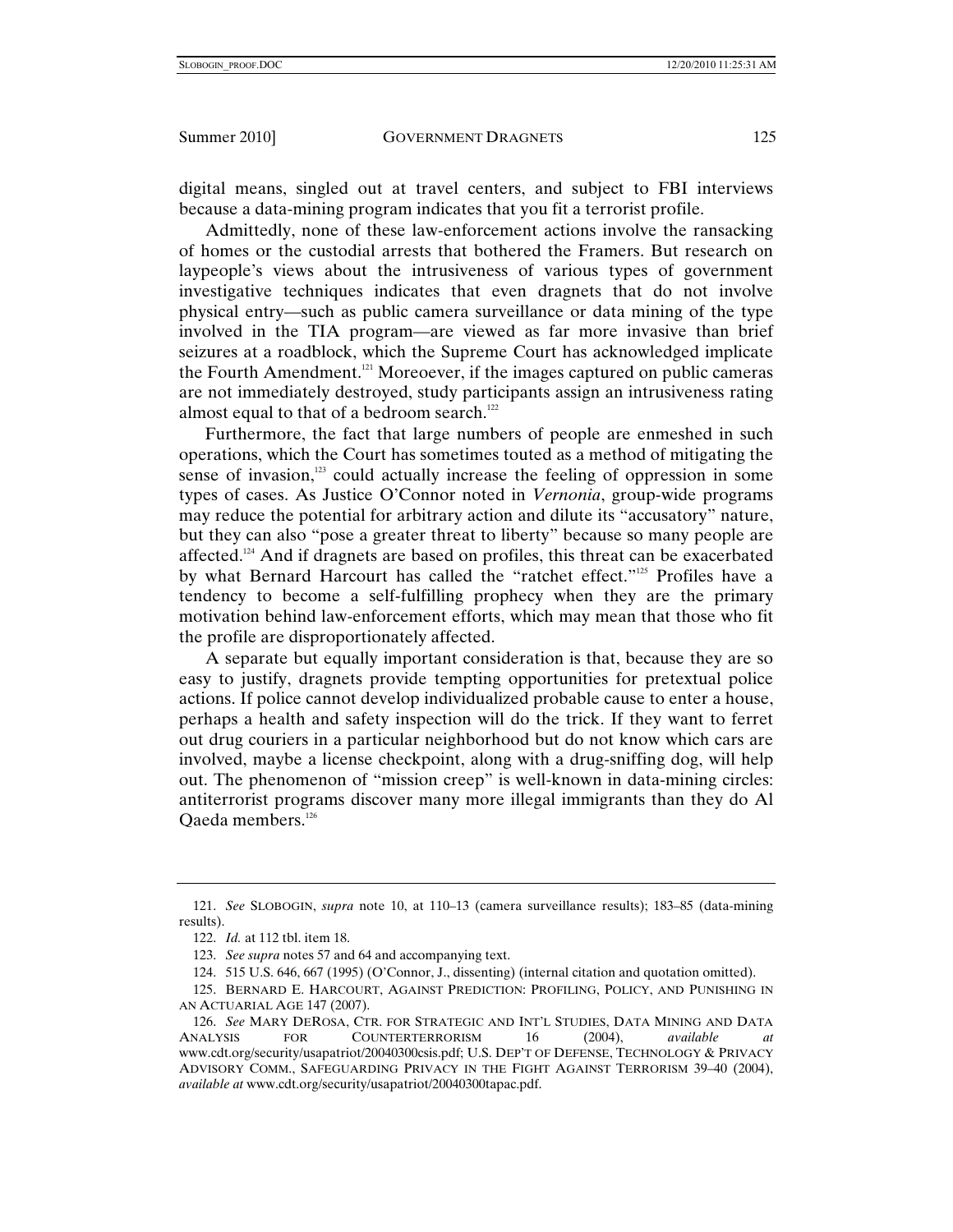digital means, singled out at travel centers, and subject to FBI interviews because a data-mining program indicates that you fit a terrorist profile.

Admittedly, none of these law-enforcement actions involve the ransacking of homes or the custodial arrests that bothered the Framers. But research on laypeople's views about the intrusiveness of various types of government investigative techniques indicates that even dragnets that do not involve physical entry—such as public camera surveillance or data mining of the type involved in the TIA program—are viewed as far more invasive than brief seizures at a roadblock, which the Supreme Court has acknowledged implicate the Fourth Amendment.[121] Moreoever, if the images captured on public cameras are not immediately destroyed, study participants assign an intrusiveness rating almost equal to that of a bedroom search.[122]

Furthermore, the fact that large numbers of people are enmeshed in such operations, which the Court has sometimes touted as a method of mitigating the sense of invasion,[123] could actually increase the feeling of oppression in some types of cases. As Justice O'Connor noted in *Vernonia*, group-wide programs may reduce the potential for arbitrary action and dilute its "accusatory" nature, but they can also "pose a greater threat to liberty" because so many people are affected.[124] And if dragnets are based on profiles, this threat can be exacerbated by what Bernard Harcourt has called the "ratchet effect."[125] Profiles have a tendency to become a self-fulfilling prophecy when they are the primary motivation behind law-enforcement efforts, which may mean that those who fit the profile are disproportionately affected.

A separate but equally important consideration is that, because they are so easy to justify, dragnets provide tempting opportunities for pretextual police actions. If police cannot develop individualized probable cause to enter a house, perhaps a health and safety inspection will do the trick. If they want to ferret out drug couriers in a particular neighborhood but do not know which cars are involved, maybe a license checkpoint, along with a drug-sniffing dog, will help out. The phenomenon of "mission creep" is well-known in data-mining circles: antiterrorist programs discover many more illegal immigrants than they do Al Qaeda members.[126]

---

121. *See* SLOBOGIN, *supra* note 10, at 110–13 (camera surveillance results); 183–85 (data-mining results).

122. *Id.* at 112 tbl. item 18.

123. *See supra* notes 57 and 64 and accompanying text.

124. 515 U.S. 646, 667 (1995) (O'Connor, J., dissenting) (internal citation and quotation omitted).

125. BERNARD E. HARCOURT, AGAINST PREDICTION: PROFILING, POLICY, AND PUNISHING IN AN ACTUARIAL AGE 147 (2007).

126. *See* MARY DEROSA, CTR. FOR STRATEGIC AND INT'L STUDIES, DATA MINING AND DATA ANALYSIS FOR COUNTERTERRORISM 16 (2004), *available at* www.cdt.org/security/usapatriot/20040300csis.pdf; U.S. DEP'T OF DEFENSE, TECHNOLOGY & PRIVACY ADVISORY COMM., SAFEGUARDING PRIVACY IN THE FIGHT AGAINST TERRORISM 39–40 (2004), *available at* www.cdt.org/security/usapatriot/20040300tapac.pdf.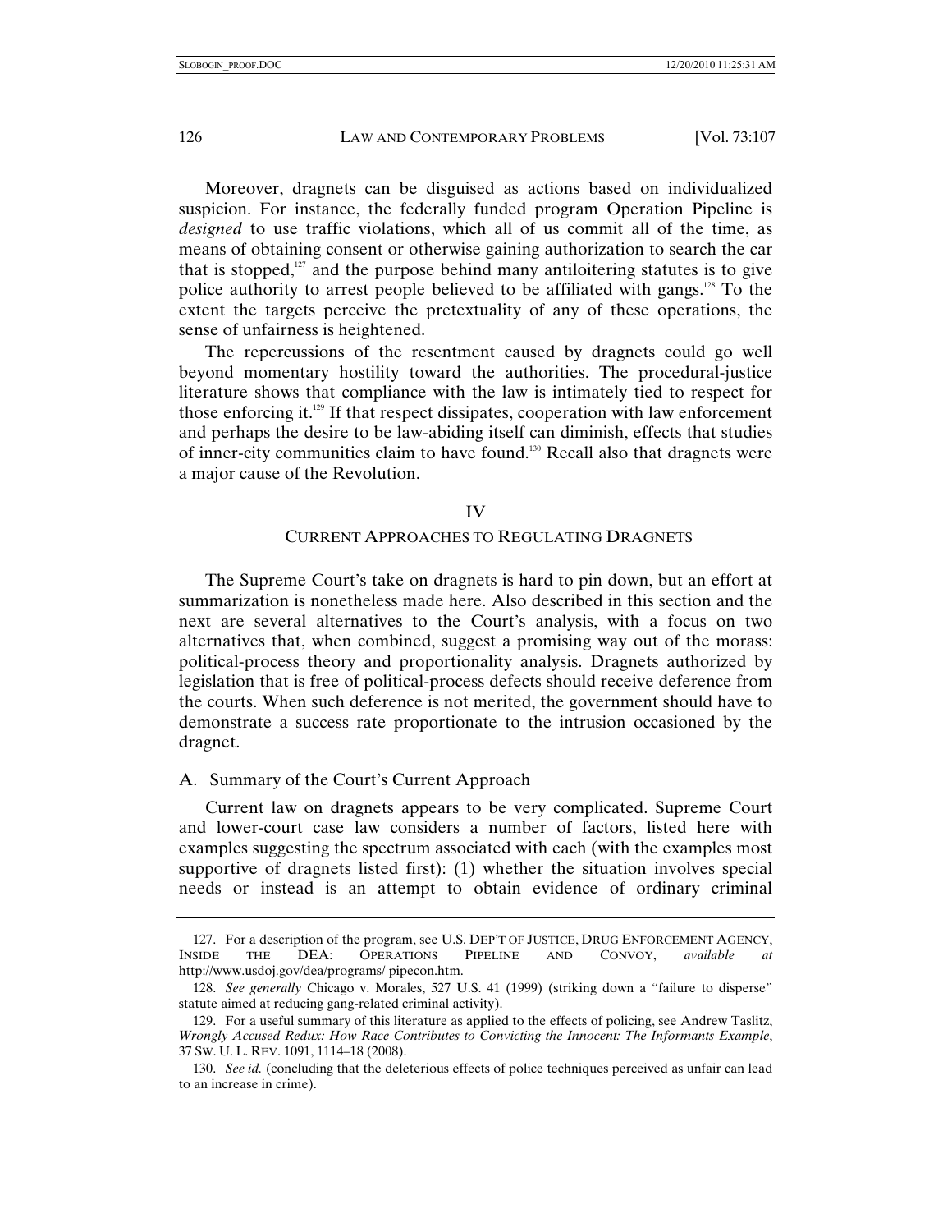Moreover, dragnets can be disguised as actions based on individualized suspicion. For instance, the federally funded program Operation Pipeline is *designed* to use traffic violations, which all of us commit all of the time, as means of obtaining consent or otherwise gaining authorization to search the car that is stopped,[127] and the purpose behind many antiloitering statutes is to give police authority to arrest people believed to be affiliated with gangs.[128] To the extent the targets perceive the pretextuality of any of these operations, the sense of unfairness is heightened.

The repercussions of the resentment caused by dragnets could go well beyond momentary hostility toward the authorities. The procedural-justice literature shows that compliance with the law is intimately tied to respect for those enforcing it.[129] If that respect dissipates, cooperation with law enforcement and perhaps the desire to be law-abiding itself can diminish, effects that studies of inner-city communities claim to have found.[130] Recall also that dragnets were a major cause of the Revolution.

## IV

## CURRENT APPROACHES TO REGULATING DRAGNETS

The Supreme Court's take on dragnets is hard to pin down, but an effort at summarization is nonetheless made here. Also described in this section and the next are several alternatives to the Court's analysis, with a focus on two alternatives that, when combined, suggest a promising way out of the morass: political-process theory and proportionality analysis. Dragnets authorized by legislation that is free of political-process defects should receive deference from the courts. When such deference is not merited, the government should have to demonstrate a success rate proportionate to the intrusion occasioned by the dragnet.

### A. Summary of the Court's Current Approach

Current law on dragnets appears to be very complicated. Supreme Court and lower-court case law considers a number of factors, listed here with examples suggesting the spectrum associated with each (with the examples most supportive of dragnets listed first): (1) whether the situation involves special needs or instead is an attempt to obtain evidence of ordinary criminal

---

127. For a description of the program, see U.S. DEP'T OF JUSTICE, DRUG ENFORCEMENT AGENCY, INSIDE THE DEA: OPERATIONS PIPELINE AND CONVOY, *available at* http://www.usdoj.gov/dea/programs/ pipecon.htm.

128. *See generally* Chicago v. Morales, 527 U.S. 41 (1999) (striking down a "failure to disperse" statute aimed at reducing gang-related criminal activity).

129. For a useful summary of this literature as applied to the effects of policing, see Andrew Taslitz, *Wrongly Accused Redux: How Race Contributes to Convicting the Innocent: The Informants Example*, 37 SW. U. L. REV. 1091, 1114–18 (2008).

130. *See id.* (concluding that the deleterious effects of police techniques perceived as unfair can lead to an increase in crime).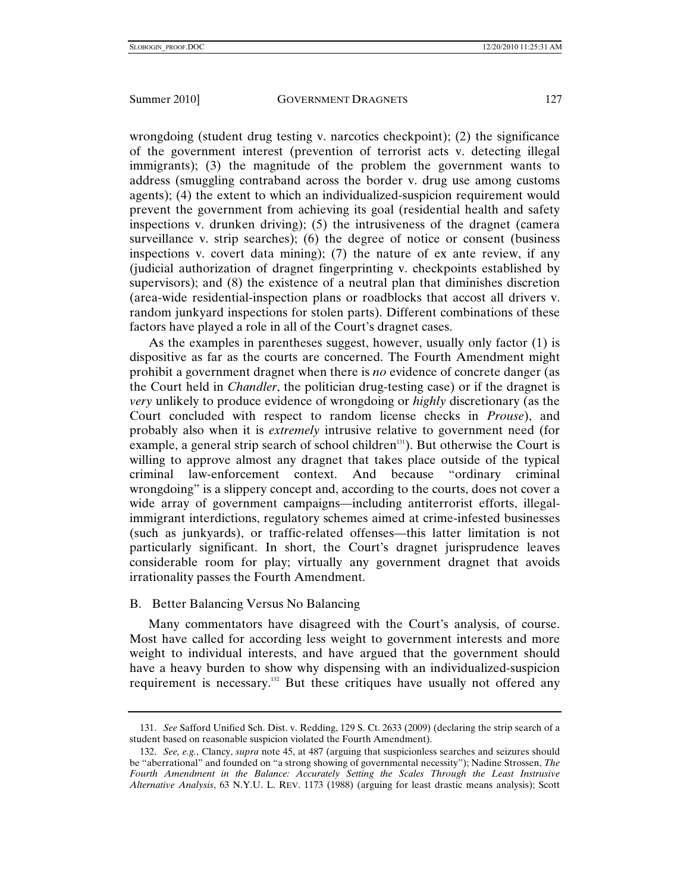wrongdoing (student drug testing v. narcotics checkpoint); (2) the significance of the government interest (prevention of terrorist acts v. detecting illegal immigrants); (3) the magnitude of the problem the government wants to address (smuggling contraband across the border v. drug use among customs agents); (4) the extent to which an individualized-suspicion requirement would prevent the government from achieving its goal (residential health and safety inspections v. drunken driving); (5) the intrusiveness of the dragnet (camera surveillance v. strip searches); (6) the degree of notice or consent (business inspections v. covert data mining); (7) the nature of ex ante review, if any (judicial authorization of dragnet fingerprinting v. checkpoints established by supervisors); and (8) the existence of a neutral plan that diminishes discretion (area-wide residential-inspection plans or roadblocks that accost all drivers v. random junkyard inspections for stolen parts). Different combinations of these factors have played a role in all of the Court's dragnet cases.

As the examples in parentheses suggest, however, usually only factor (1) is dispositive as far as the courts are concerned. The Fourth Amendment might prohibit a government dragnet when there is *no* evidence of concrete danger (as the Court held in *Chandler*, the politician drug-testing case) or if the dragnet is *very* unlikely to produce evidence of wrongdoing or *highly* discretionary (as the Court concluded with respect to random license checks in *Prouse*), and probably also when it is *extremely* intrusive relative to government need (for example, a general strip search of school children[131]). But otherwise the Court is willing to approve almost any dragnet that takes place outside of the typical criminal law-enforcement context. And because "ordinary criminal wrongdoing" is a slippery concept and, according to the courts, does not cover a wide array of government campaigns—including antiterrorist efforts, illegal-immigrant interdictions, regulatory schemes aimed at crime-infested businesses (such as junkyards), or traffic-related offenses—this latter limitation is not particularly significant. In short, the Court's dragnet jurisprudence leaves considerable room for play; virtually any government dragnet that avoids irrationality passes the Fourth Amendment.

## B. Better Balancing Versus No Balancing

Many commentators have disagreed with the Court's analysis, of course. Most have called for according less weight to government interests and more weight to individual interests, and have argued that the government should have a heavy burden to show why dispensing with an individualized-suspicion requirement is necessary.[132] But these critiques have usually not offered any

---

131. *See* Safford Unified Sch. Dist. v. Redding, 129 S. Ct. 2633 (2009) (declaring the strip search of a student based on reasonable suspicion violated the Fourth Amendment).

132. *See, e.g.*, Clancy, *supra* note 45, at 487 (arguing that suspicionless searches and seizures should be "aberrational" and founded on "a strong showing of governmental necessity"); Nadine Strossen, *The Fourth Amendment in the Balance: Accurately Setting the Scales Through the Least Instrusive Alternative Analysis*, 63 N.Y.U. L. REV. 1173 (1988) (arguing for least drastic means analysis); Scott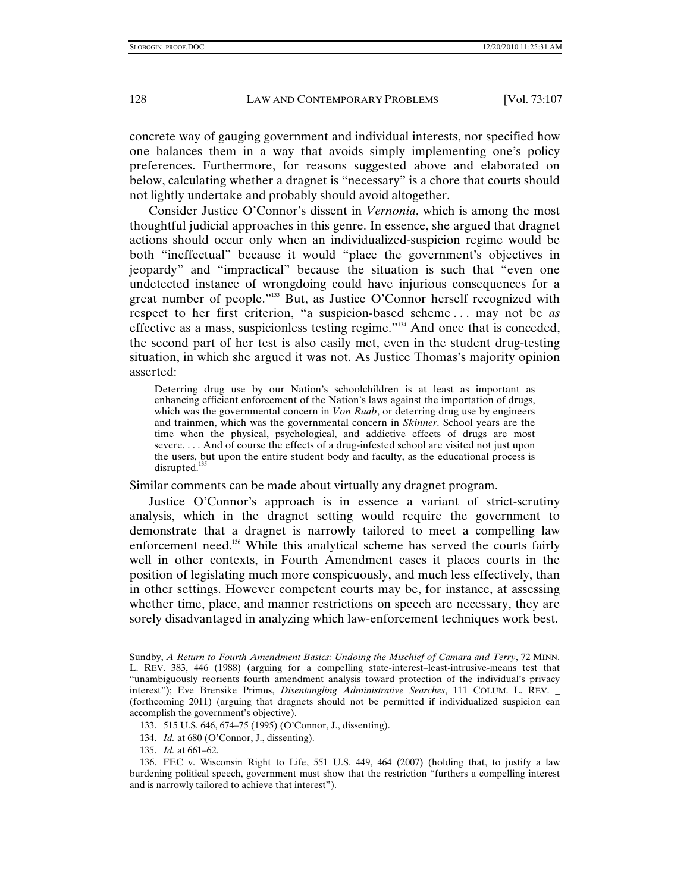concrete way of gauging government and individual interests, nor specified how one balances them in a way that avoids simply implementing one's policy preferences. Furthermore, for reasons suggested above and elaborated on below, calculating whether a dragnet is "necessary" is a chore that courts should not lightly undertake and probably should avoid altogether.

Consider Justice O'Connor's dissent in *Vernonia*, which is among the most thoughtful judicial approaches in this genre. In essence, she argued that dragnet actions should occur only when an individualized-suspicion regime would be both "ineffectual" because it would "place the government's objectives in jeopardy" and "impractical" because the situation is such that "even one undetected instance of wrongdoing could have injurious consequences for a great number of people."[133] But, as Justice O'Connor herself recognized with respect to her first criterion, "a suspicion-based scheme . . . may not be *as* effective as a mass, suspicionless testing regime."[134] And once that is conceded, the second part of her test is also easily met, even in the student drug-testing situation, in which she argued it was not. As Justice Thomas's majority opinion asserted:

> Deterring drug use by our Nation's schoolchildren is at least as important as enhancing efficient enforcement of the Nation's laws against the importation of drugs, which was the governmental concern in *Von Raab*, or deterring drug use by engineers and trainmen, which was the governmental concern in *Skinner*. School years are the time when the physical, psychological, and addictive effects of drugs are most severe. . . . And of course the effects of a drug-infested school are visited not just upon the users, but upon the entire student body and faculty, as the educational process is disrupted.[135]

Similar comments can be made about virtually any dragnet program.

Justice O'Connor's approach is in essence a variant of strict-scrutiny analysis, which in the dragnet setting would require the government to demonstrate that a dragnet is narrowly tailored to meet a compelling law enforcement need.[136] While this analytical scheme has served the courts fairly well in other contexts, in Fourth Amendment cases it places courts in the position of legislating much more conspicuously, and much less effectively, than in other settings. However competent courts may be, for instance, at assessing whether time, place, and manner restrictions on speech are necessary, they are sorely disadvantaged in analyzing which law-enforcement techniques work best.

---

Sundby, *A Return to Fourth Amendment Basics: Undoing the Mischief of Camara and Terry*, 72 MINN. L. REV. 383, 446 (1988) (arguing for a compelling state-interest–least-intrusive-means test that "unambiguously reorients fourth amendment analysis toward protection of the individual's privacy interest"); Eve Brensike Primus, *Disentangling Administrative Searches*, 111 COLUM. L. REV. _ (forthcoming 2011) (arguing that dragnets should not be permitted if individualized suspicion can accomplish the government's objective).

133. 515 U.S. 646, 674–75 (1995) (O'Connor, J., dissenting).

134. *Id.* at 680 (O'Connor, J., dissenting).

135. *Id.* at 661–62.

136. FEC v. Wisconsin Right to Life, 551 U.S. 449, 464 (2007) (holding that, to justify a law burdening political speech, government must show that the restriction "furthers a compelling interest and is narrowly tailored to achieve that interest").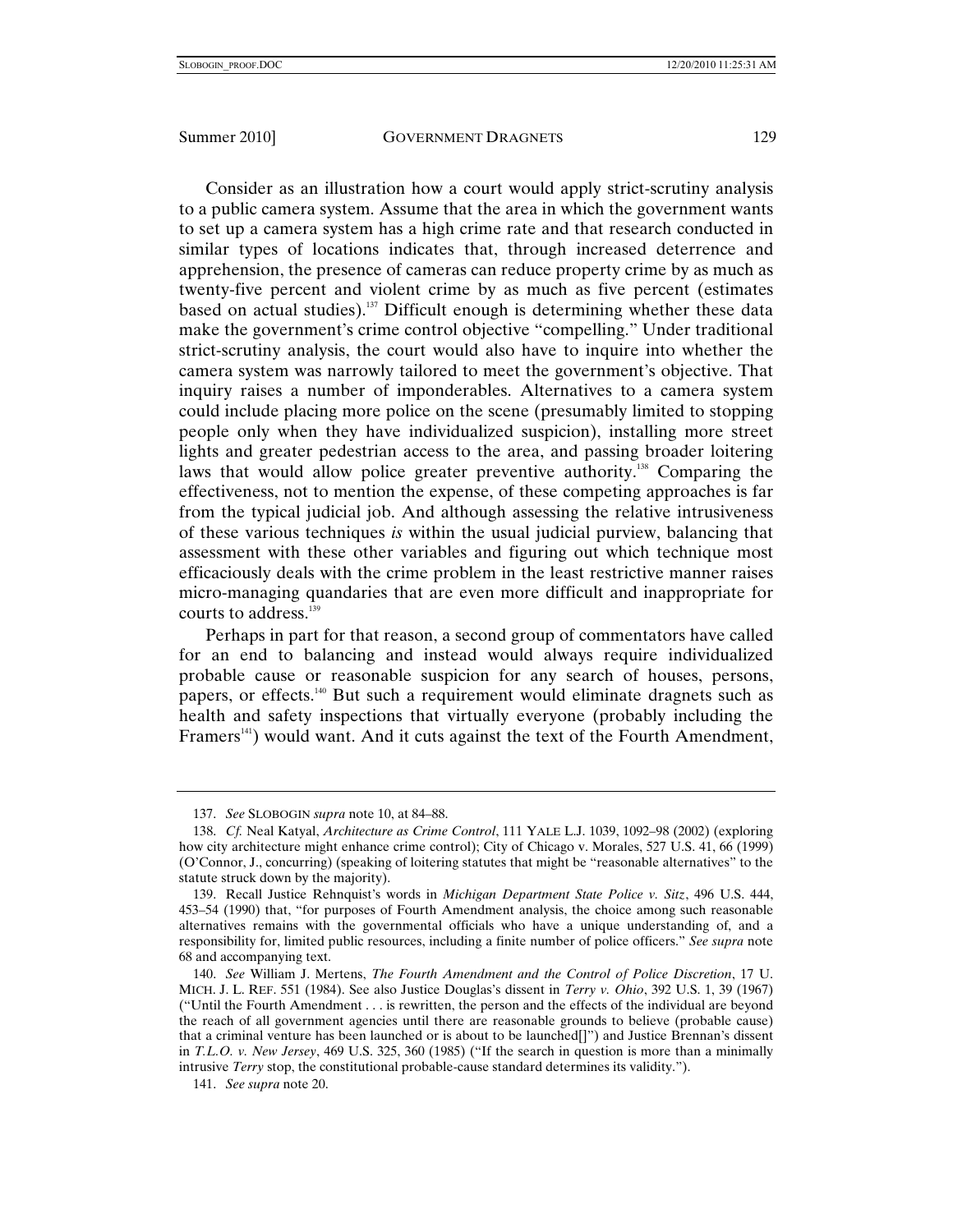Consider as an illustration how a court would apply strict-scrutiny analysis to a public camera system. Assume that the area in which the government wants to set up a camera system has a high crime rate and that research conducted in similar types of locations indicates that, through increased deterrence and apprehension, the presence of cameras can reduce property crime by as much as twenty-five percent and violent crime by as much as five percent (estimates based on actual studies).[137] Difficult enough is determining whether these data make the government's crime control objective "compelling." Under traditional strict-scrutiny analysis, the court would also have to inquire into whether the camera system was narrowly tailored to meet the government's objective. That inquiry raises a number of imponderables. Alternatives to a camera system could include placing more police on the scene (presumably limited to stopping people only when they have individualized suspicion), installing more street lights and greater pedestrian access to the area, and passing broader loitering laws that would allow police greater preventive authority.[138] Comparing the effectiveness, not to mention the expense, of these competing approaches is far from the typical judicial job. And although assessing the relative intrusiveness of these various techniques *is* within the usual judicial purview, balancing that assessment with these other variables and figuring out which technique most efficaciously deals with the crime problem in the least restrictive manner raises micro-managing quandaries that are even more difficult and inappropriate for courts to address.[139]

Perhaps in part for that reason, a second group of commentators have called for an end to balancing and instead would always require individualized probable cause or reasonable suspicion for any search of houses, persons, papers, or effects.[140] But such a requirement would eliminate dragnets such as health and safety inspections that virtually everyone (probably including the Framers[141]) would want. And it cuts against the text of the Fourth Amendment,

---

137. *See* SLOBOGIN *supra* note 10, at 84–88.

138. *Cf.* Neal Katyal, *Architecture as Crime Control*, 111 YALE L.J. 1039, 1092–98 (2002) (exploring how city architecture might enhance crime control); City of Chicago v. Morales, 527 U.S. 41, 66 (1999) (O'Connor, J., concurring) (speaking of loitering statutes that might be "reasonable alternatives" to the statute struck down by the majority).

139. Recall Justice Rehnquist's words in *Michigan Department State Police v. Sitz*, 496 U.S. 444, 453–54 (1990) that, "for purposes of Fourth Amendment analysis, the choice among such reasonable alternatives remains with the governmental officials who have a unique understanding of, and a responsibility for, limited public resources, including a finite number of police officers." *See supra* note 68 and accompanying text.

140. *See* William J. Mertens, *The Fourth Amendment and the Control of Police Discretion*, 17 U. MICH. J. L. REF. 551 (1984). See also Justice Douglas's dissent in *Terry v. Ohio*, 392 U.S. 1, 39 (1967) ("Until the Fourth Amendment . . . is rewritten, the person and the effects of the individual are beyond the reach of all government agencies until there are reasonable grounds to believe (probable cause) that a criminal venture has been launched or is about to be launched[]") and Justice Brennan's dissent in *T.L.O. v. New Jersey*, 469 U.S. 325, 360 (1985) ("If the search in question is more than a minimally intrusive *Terry* stop, the constitutional probable-cause standard determines its validity.").

141. *See supra* note 20.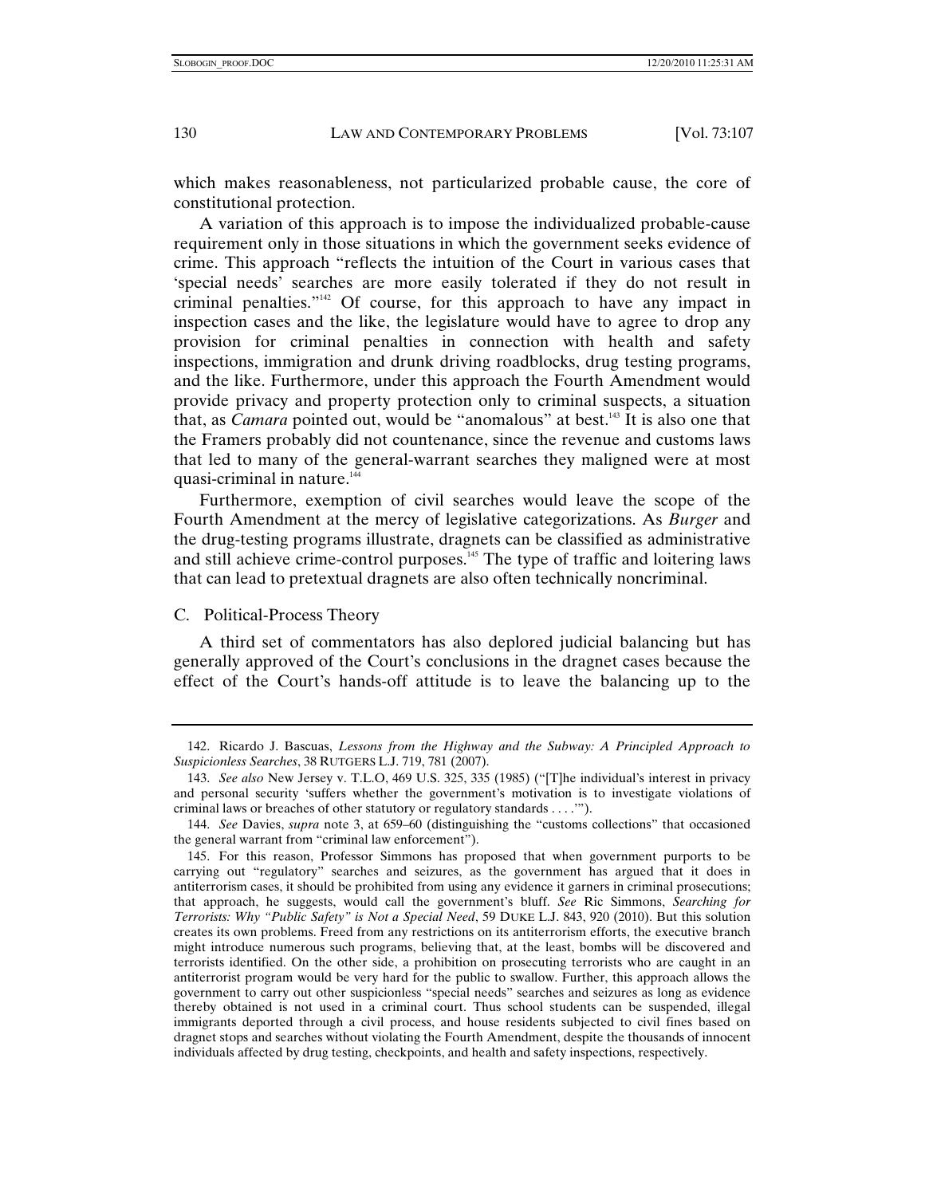which makes reasonableness, not particularized probable cause, the core of constitutional protection.

A variation of this approach is to impose the individualized probable-cause requirement only in those situations in which the government seeks evidence of crime. This approach "reflects the intuition of the Court in various cases that 'special needs' searches are more easily tolerated if they do not result in criminal penalties."[142] Of course, for this approach to have any impact in inspection cases and the like, the legislature would have to agree to drop any provision for criminal penalties in connection with health and safety inspections, immigration and drunk driving roadblocks, drug testing programs, and the like. Furthermore, under this approach the Fourth Amendment would provide privacy and property protection only to criminal suspects, a situation that, as *Camara* pointed out, would be "anomalous" at best.[143] It is also one that the Framers probably did not countenance, since the revenue and customs laws that led to many of the general-warrant searches they maligned were at most quasi-criminal in nature.[144]

Furthermore, exemption of civil searches would leave the scope of the Fourth Amendment at the mercy of legislative categorizations. As *Burger* and the drug-testing programs illustrate, dragnets can be classified as administrative and still achieve crime-control purposes.[145] The type of traffic and loitering laws that can lead to pretextual dragnets are also often technically noncriminal.

## C. Political-Process Theory

A third set of commentators has also deplored judicial balancing but has generally approved of the Court's conclusions in the dragnet cases because the effect of the Court's hands-off attitude is to leave the balancing up to the

---

142. Ricardo J. Bascuas, *Lessons from the Highway and the Subway: A Principled Approach to Suspicionless Searches*, 38 RUTGERS L.J. 719, 781 (2007).

143. *See also* New Jersey v. T.L.O, 469 U.S. 325, 335 (1985) ("[T]he individual's interest in privacy and personal security 'suffers whether the government's motivation is to investigate violations of criminal laws or breaches of other statutory or regulatory standards . . . .'").

144. *See* Davies, *supra* note 3, at 659–60 (distinguishing the "customs collections" that occasioned the general warrant from "criminal law enforcement").

145. For this reason, Professor Simmons has proposed that when government purports to be carrying out "regulatory" searches and seizures, as the government has argued that it does in antiterrorism cases, it should be prohibited from using any evidence it garners in criminal prosecutions; that approach, he suggests, would call the government's bluff. *See* Ric Simmons, *Searching for Terrorists: Why "Public Safety" is Not a Special Need*, 59 DUKE L.J. 843, 920 (2010). But this solution creates its own problems. Freed from any restrictions on its antiterrorism efforts, the executive branch might introduce numerous such programs, believing that, at the least, bombs will be discovered and terrorists identified. On the other side, a prohibition on prosecuting terrorists who are caught in an antiterrorist program would be very hard for the public to swallow. Further, this approach allows the government to carry out other suspicionless "special needs" searches and seizures as long as evidence thereby obtained is not used in a criminal court. Thus school students can be suspended, illegal immigrants deported through a civil process, and house residents subjected to civil fines based on dragnet stops and searches without violating the Fourth Amendment, despite the thousands of innocent individuals affected by drug testing, checkpoints, and health and safety inspections, respectively.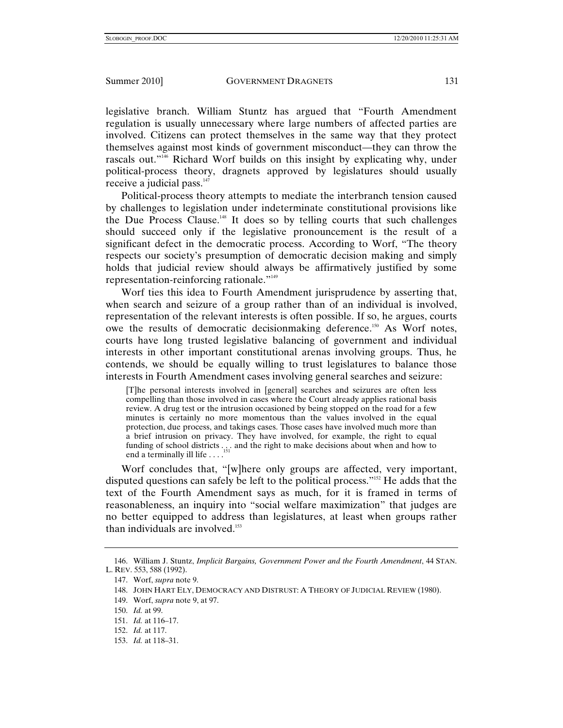legislative branch. William Stuntz has argued that "Fourth Amendment regulation is usually unnecessary where large numbers of affected parties are involved. Citizens can protect themselves in the same way that they protect themselves against most kinds of government misconduct—they can throw the rascals out."[146] Richard Worf builds on this insight by explicating why, under political-process theory, dragnets approved by legislatures should usually receive a judicial pass.[147]

Political-process theory attempts to mediate the interbranch tension caused by challenges to legislation under indeterminate constitutional provisions like the Due Process Clause.[148] It does so by telling courts that such challenges should succeed only if the legislative pronouncement is the result of a significant defect in the democratic process. According to Worf, "The theory respects our society's presumption of democratic decision making and simply holds that judicial review should always be affirmatively justified by some representation-reinforcing rationale."[149]

Worf ties this idea to Fourth Amendment jurisprudence by asserting that, when search and seizure of a group rather than of an individual is involved, representation of the relevant interests is often possible. If so, he argues, courts owe the results of democratic decisionmaking deference.[150] As Worf notes, courts have long trusted legislative balancing of government and individual interests in other important constitutional arenas involving groups. Thus, he contends, we should be equally willing to trust legislatures to balance those interests in Fourth Amendment cases involving general searches and seizure:

> [T]he personal interests involved in [general] searches and seizures are often less compelling than those involved in cases where the Court already applies rational basis review. A drug test or the intrusion occasioned by being stopped on the road for a few minutes is certainly no more momentous than the values involved in the equal protection, due process, and takings cases. Those cases have involved much more than a brief intrusion on privacy. They have involved, for example, the right to equal funding of school districts . . . and the right to make decisions about when and how to end a terminally ill life . . . .[151]

Worf concludes that, "[w]here only groups are affected, very important, disputed questions can safely be left to the political process."[152] He adds that the text of the Fourth Amendment says as much, for it is framed in terms of reasonableness, an inquiry into "social welfare maximization" that judges are no better equipped to address than legislatures, at least when groups rather than individuals are involved.[153]

---

146. William J. Stuntz, *Implicit Bargains, Government Power and the Fourth Amendment*, 44 STAN. L. REV. 553, 588 (1992).

147. Worf, *supra* note 9.

148. JOHN HART ELY, DEMOCRACY AND DISTRUST: A THEORY OF JUDICIAL REVIEW (1980).

149. Worf, *supra* note 9, at 97.

150. *Id.* at 99.

151. *Id.* at 116–17.

152. *Id.* at 117.

153. *Id.* at 118–31.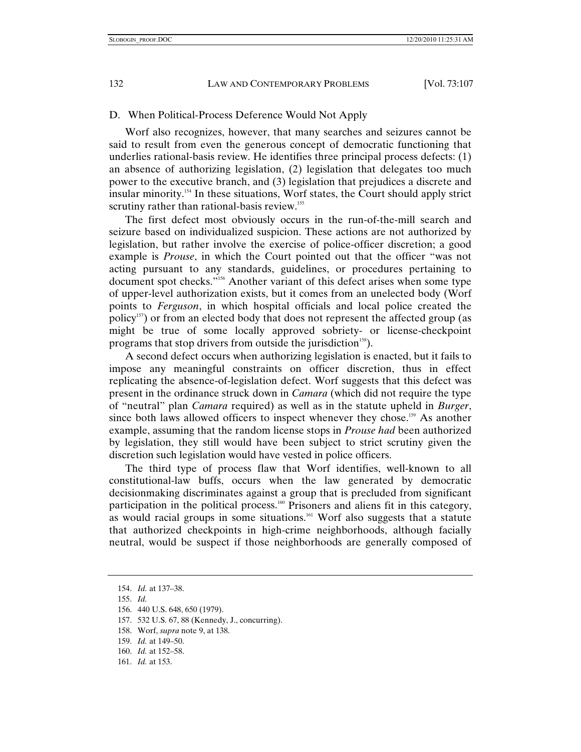### D. When Political-Process Deference Would Not Apply

Worf also recognizes, however, that many searches and seizures cannot be said to result from even the generous concept of democratic functioning that underlies rational-basis review. He identifies three principal process defects: (1) an absence of authorizing legislation, (2) legislation that delegates too much power to the executive branch, and (3) legislation that prejudices a discrete and insular minority.[154] In these situations, Worf states, the Court should apply strict scrutiny rather than rational-basis review.[155]

The first defect most obviously occurs in the run-of-the-mill search and seizure based on individualized suspicion. These actions are not authorized by legislation, but rather involve the exercise of police-officer discretion; a good example is *Prouse*, in which the Court pointed out that the officer "was not acting pursuant to any standards, guidelines, or procedures pertaining to document spot checks."[156] Another variant of this defect arises when some type of upper-level authorization exists, but it comes from an unelected body (Worf points to *Ferguson*, in which hospital officials and local police created the policy[157]) or from an elected body that does not represent the affected group (as might be true of some locally approved sobriety- or license-checkpoint programs that stop drivers from outside the jurisdiction[158]).

A second defect occurs when authorizing legislation is enacted, but it fails to impose any meaningful constraints on officer discretion, thus in effect replicating the absence-of-legislation defect. Worf suggests that this defect was present in the ordinance struck down in *Camara* (which did not require the type of "neutral" plan *Camara* required) as well as in the statute upheld in *Burger*, since both laws allowed officers to inspect whenever they chose.[159] As another example, assuming that the random license stops in *Prouse had* been authorized by legislation, they still would have been subject to strict scrutiny given the discretion such legislation would have vested in police officers.

The third type of process flaw that Worf identifies, well-known to all constitutional-law buffs, occurs when the law generated by democratic decisionmaking discriminates against a group that is precluded from significant participation in the political process.[160] Prisoners and aliens fit in this category, as would racial groups in some situations.[161] Worf also suggests that a statute that authorized checkpoints in high-crime neighborhoods, although facially neutral, would be suspect if those neighborhoods are generally composed of

---

154. *Id.* at 137–38.

155. *Id.*

156. 440 U.S. 648, 650 (1979).

157. 532 U.S. 67, 88 (Kennedy, J., concurring).

158. Worf, *supra* note 9, at 138.

159. *Id.* at 149–50.

160. *Id.* at 152–58.

161. *Id.* at 153.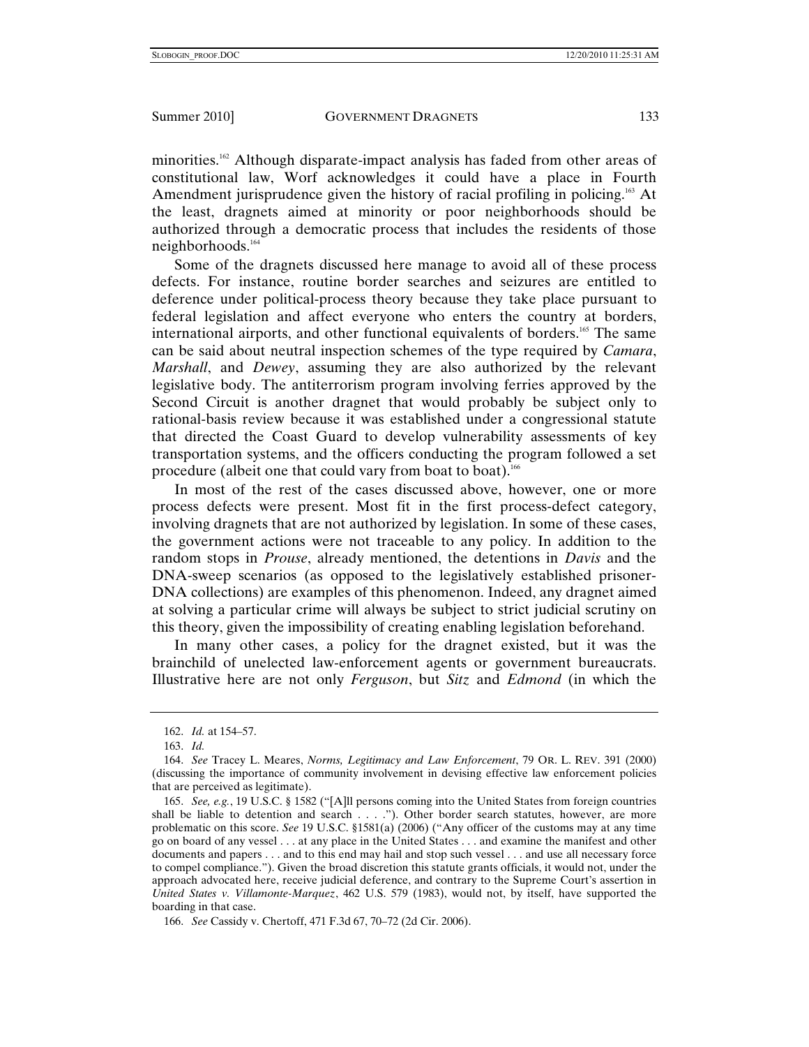minorities.[162] Although disparate-impact analysis has faded from other areas of constitutional law, Worf acknowledges it could have a place in Fourth Amendment jurisprudence given the history of racial profiling in policing.[163] At the least, dragnets aimed at minority or poor neighborhoods should be authorized through a democratic process that includes the residents of those neighborhoods.[164]

Some of the dragnets discussed here manage to avoid all of these process defects. For instance, routine border searches and seizures are entitled to deference under political-process theory because they take place pursuant to federal legislation and affect everyone who enters the country at borders, international airports, and other functional equivalents of borders.[165] The same can be said about neutral inspection schemes of the type required by *Camara*, *Marshall*, and *Dewey*, assuming they are also authorized by the relevant legislative body. The antiterrorism program involving ferries approved by the Second Circuit is another dragnet that would probably be subject only to rational-basis review because it was established under a congressional statute that directed the Coast Guard to develop vulnerability assessments of key transportation systems, and the officers conducting the program followed a set procedure (albeit one that could vary from boat to boat).[166]

In most of the rest of the cases discussed above, however, one or more process defects were present. Most fit in the first process-defect category, involving dragnets that are not authorized by legislation. In some of these cases, the government actions were not traceable to any policy. In addition to the random stops in *Prouse*, already mentioned, the detentions in *Davis* and the DNA-sweep scenarios (as opposed to the legislatively established prisoner-DNA collections) are examples of this phenomenon. Indeed, any dragnet aimed at solving a particular crime will always be subject to strict judicial scrutiny on this theory, given the impossibility of creating enabling legislation beforehand.

In many other cases, a policy for the dragnet existed, but it was the brainchild of unelected law-enforcement agents or government bureaucrats. Illustrative here are not only *Ferguson*, but *Sitz* and *Edmond* (in which the

---

162. *Id.* at 154–57.

163. *Id.*

164. *See* Tracey L. Meares, *Norms, Legitimacy and Law Enforcement*, 79 OR. L. REV. 391 (2000) (discussing the importance of community involvement in devising effective law enforcement policies that are perceived as legitimate).

165. *See, e.g.*, 19 U.S.C. § 1582 ("[A]ll persons coming into the United States from foreign countries shall be liable to detention and search . . . ."). Other border search statutes, however, are more problematic on this score. *See* 19 U.S.C. §1581(a) (2006) ("Any officer of the customs may at any time go on board of any vessel . . . at any place in the United States . . . and examine the manifest and other documents and papers . . . and to this end may hail and stop such vessel . . . and use all necessary force to compel compliance."). Given the broad discretion this statute grants officials, it would not, under the approach advocated here, receive judicial deference, and contrary to the Supreme Court's assertion in *United States v. Villamonte-Marquez*, 462 U.S. 579 (1983), would not, by itself, have supported the boarding in that case.

166. *See* Cassidy v. Chertoff, 471 F.3d 67, 70–72 (2d Cir. 2006).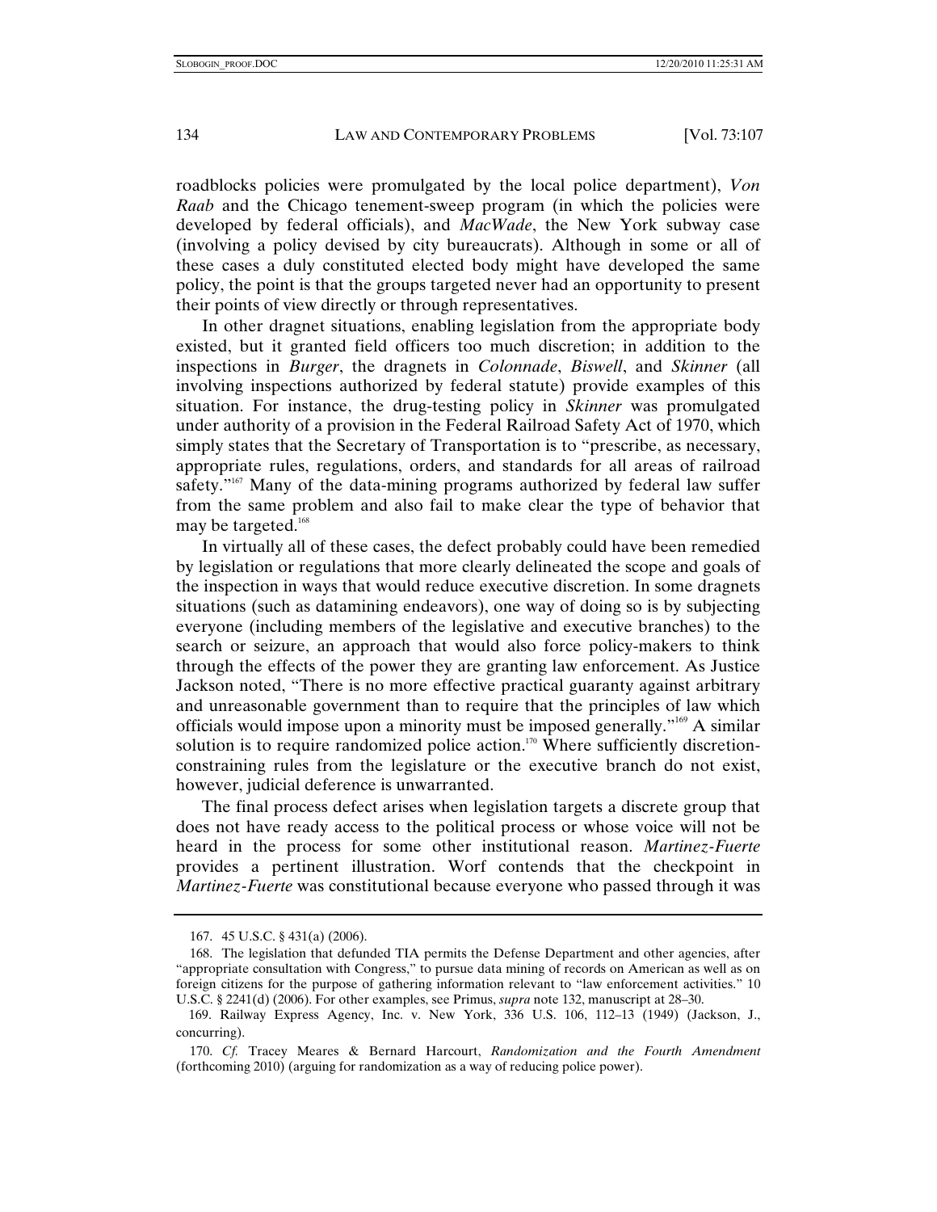roadblocks policies were promulgated by the local police department), *Von Raab* and the Chicago tenement-sweep program (in which the policies were developed by federal officials), and *MacWade*, the New York subway case (involving a policy devised by city bureaucrats). Although in some or all of these cases a duly constituted elected body might have developed the same policy, the point is that the groups targeted never had an opportunity to present their points of view directly or through representatives.

In other dragnet situations, enabling legislation from the appropriate body existed, but it granted field officers too much discretion; in addition to the inspections in *Burger*, the dragnets in *Colonnade*, *Biswell*, and *Skinner* (all involving inspections authorized by federal statute) provide examples of this situation. For instance, the drug-testing policy in *Skinner* was promulgated under authority of a provision in the Federal Railroad Safety Act of 1970, which simply states that the Secretary of Transportation is to "prescribe, as necessary, appropriate rules, regulations, orders, and standards for all areas of railroad safety."[167] Many of the data-mining programs authorized by federal law suffer from the same problem and also fail to make clear the type of behavior that may be targeted.[168]

In virtually all of these cases, the defect probably could have been remedied by legislation or regulations that more clearly delineated the scope and goals of the inspection in ways that would reduce executive discretion. In some dragnets situations (such as datamining endeavors), one way of doing so is by subjecting everyone (including members of the legislative and executive branches) to the search or seizure, an approach that would also force policy-makers to think through the effects of the power they are granting law enforcement. As Justice Jackson noted, "There is no more effective practical guaranty against arbitrary and unreasonable government than to require that the principles of law which officials would impose upon a minority must be imposed generally."[169] A similar solution is to require randomized police action.[170] Where sufficiently discretion-constraining rules from the legislature or the executive branch do not exist, however, judicial deference is unwarranted.

The final process defect arises when legislation targets a discrete group that does not have ready access to the political process or whose voice will not be heard in the process for some other institutional reason. *Martinez-Fuerte* provides a pertinent illustration. Worf contends that the checkpoint in *Martinez-Fuerte* was constitutional because everyone who passed through it was

---

167. 45 U.S.C. § 431(a) (2006).

168. The legislation that defunded TIA permits the Defense Department and other agencies, after "appropriate consultation with Congress," to pursue data mining of records on American as well as on foreign citizens for the purpose of gathering information relevant to "law enforcement activities." 10 U.S.C. § 2241(d) (2006). For other examples, see Primus, *supra* note 132, manuscript at 28–30.

169. Railway Express Agency, Inc. v. New York, 336 U.S. 106, 112–13 (1949) (Jackson, J., concurring).

170. *Cf.* Tracey Meares & Bernard Harcourt, *Randomization and the Fourth Amendment* (forthcoming 2010) (arguing for randomization as a way of reducing police power).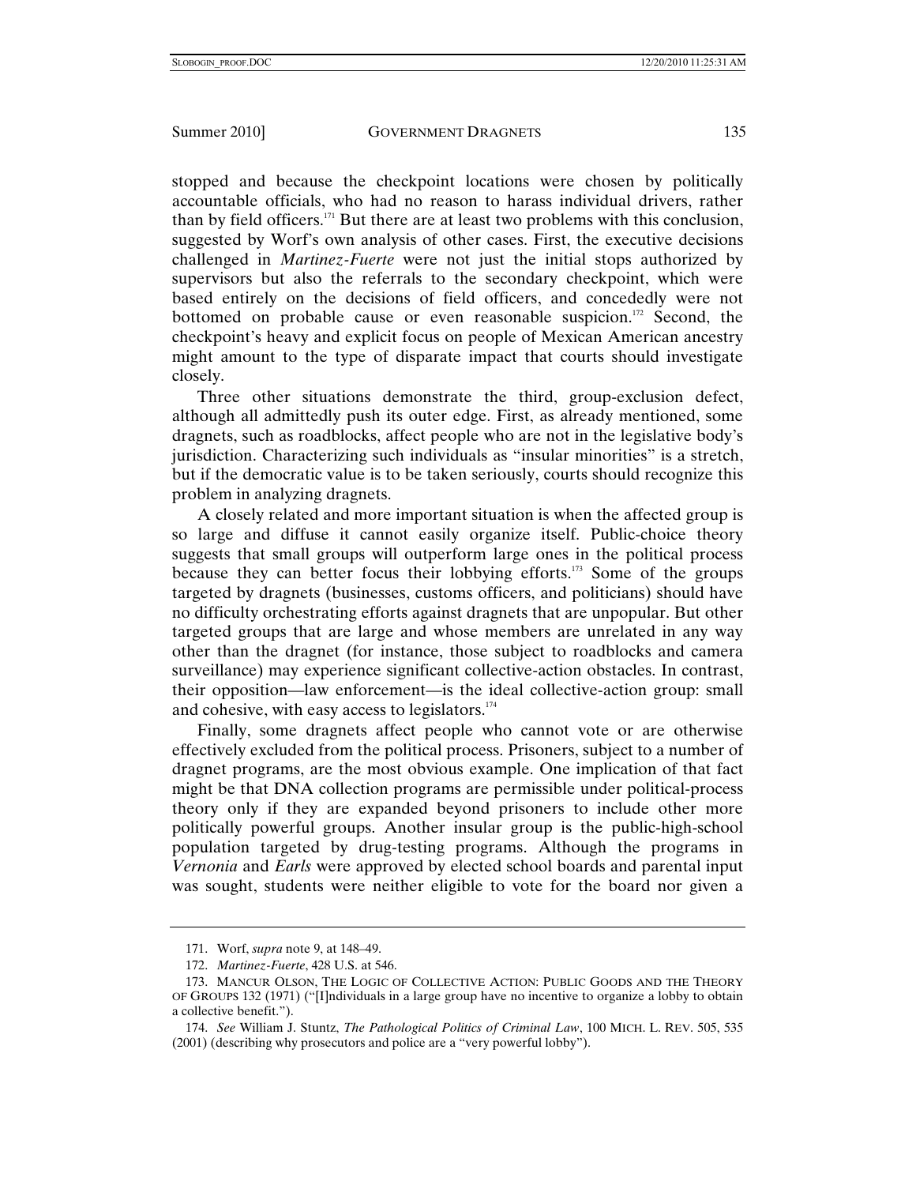stopped and because the checkpoint locations were chosen by politically accountable officials, who had no reason to harass individual drivers, rather than by field officers.[171] But there are at least two problems with this conclusion, suggested by Worf's own analysis of other cases. First, the executive decisions challenged in *Martinez-Fuerte* were not just the initial stops authorized by supervisors but also the referrals to the secondary checkpoint, which were based entirely on the decisions of field officers, and concededly were not bottomed on probable cause or even reasonable suspicion.[172] Second, the checkpoint's heavy and explicit focus on people of Mexican American ancestry might amount to the type of disparate impact that courts should investigate closely.

Three other situations demonstrate the third, group-exclusion defect, although all admittedly push its outer edge. First, as already mentioned, some dragnets, such as roadblocks, affect people who are not in the legislative body's jurisdiction. Characterizing such individuals as "insular minorities" is a stretch, but if the democratic value is to be taken seriously, courts should recognize this problem in analyzing dragnets.

A closely related and more important situation is when the affected group is so large and diffuse it cannot easily organize itself. Public-choice theory suggests that small groups will outperform large ones in the political process because they can better focus their lobbying efforts.[173] Some of the groups targeted by dragnets (businesses, customs officers, and politicians) should have no difficulty orchestrating efforts against dragnets that are unpopular. But other targeted groups that are large and whose members are unrelated in any way other than the dragnet (for instance, those subject to roadblocks and camera surveillance) may experience significant collective-action obstacles. In contrast, their opposition—law enforcement—is the ideal collective-action group: small and cohesive, with easy access to legislators.[174]

Finally, some dragnets affect people who cannot vote or are otherwise effectively excluded from the political process. Prisoners, subject to a number of dragnet programs, are the most obvious example. One implication of that fact might be that DNA collection programs are permissible under political-process theory only if they are expanded beyond prisoners to include other more politically powerful groups. Another insular group is the public-high-school population targeted by drug-testing programs. Although the programs in *Vernonia* and *Earls* were approved by elected school boards and parental input was sought, students were neither eligible to vote for the board nor given a

---

171. Worf, *supra* note 9, at 148–49.

172. *Martinez-Fuerte*, 428 U.S. at 546.

173. MANCUR OLSON, THE LOGIC OF COLLECTIVE ACTION: PUBLIC GOODS AND THE THEORY OF GROUPS 132 (1971) ("[I]ndividuals in a large group have no incentive to organize a lobby to obtain a collective benefit.").

174. *See* William J. Stuntz, *The Pathological Politics of Criminal Law*, 100 MICH. L. REV. 505, 535 (2001) (describing why prosecutors and police are a "very powerful lobby").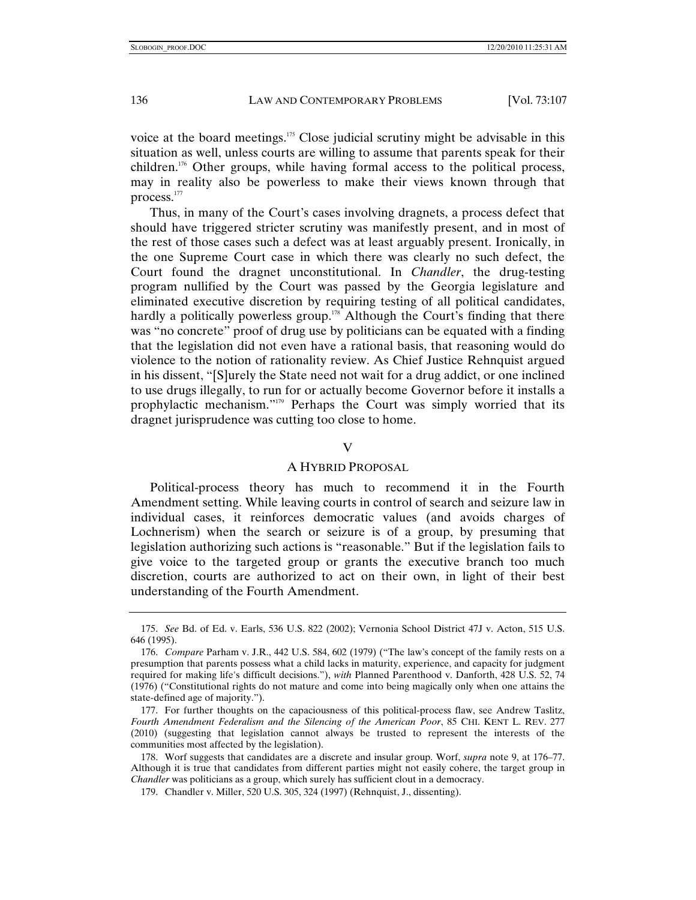voice at the board meetings.[175] Close judicial scrutiny might be advisable in this situation as well, unless courts are willing to assume that parents speak for their children.[176] Other groups, while having formal access to the political process, may in reality also be powerless to make their views known through that process.[177]

Thus, in many of the Court's cases involving dragnets, a process defect that should have triggered stricter scrutiny was manifestly present, and in most of the rest of those cases such a defect was at least arguably present. Ironically, in the one Supreme Court case in which there was clearly no such defect, the Court found the dragnet unconstitutional. In *Chandler*, the drug-testing program nullified by the Court was passed by the Georgia legislature and eliminated executive discretion by requiring testing of all political candidates, hardly a politically powerless group.[178] Although the Court's finding that there was "no concrete" proof of drug use by politicians can be equated with a finding that the legislation did not even have a rational basis, that reasoning would do violence to the notion of rationality review. As Chief Justice Rehnquist argued in his dissent, "[S]urely the State need not wait for a drug addict, or one inclined to use drugs illegally, to run for or actually become Governor before it installs a prophylactic mechanism."[179] Perhaps the Court was simply worried that its dragnet jurisprudence was cutting too close to home.

## V

## A HYBRID PROPOSAL

Political-process theory has much to recommend it in the Fourth Amendment setting. While leaving courts in control of search and seizure law in individual cases, it reinforces democratic values (and avoids charges of Lochnerism) when the search or seizure is of a group, by presuming that legislation authorizing such actions is "reasonable." But if the legislation fails to give voice to the targeted group or grants the executive branch too much discretion, courts are authorized to act on their own, in light of their best understanding of the Fourth Amendment.

---

175. *See* Bd. of Ed. v. Earls, 536 U.S. 822 (2002); Vernonia School District 47J v. Acton, 515 U.S. 646 (1995).

176. *Compare* Parham v. J.R., 442 U.S. 584, 602 (1979) ("The law's concept of the family rests on a presumption that parents possess what a child lacks in maturity, experience, and capacity for judgment required for making life's difficult decisions."), *with* Planned Parenthood v. Danforth, 428 U.S. 52, 74 (1976) ("Constitutional rights do not mature and come into being magically only when one attains the state-defined age of majority.").

177. For further thoughts on the capaciousness of this political-process flaw, see Andrew Taslitz, *Fourth Amendment Federalism and the Silencing of the American Poor*, 85 CHI. KENT L. REV. 277 (2010) (suggesting that legislation cannot always be trusted to represent the interests of the communities most affected by the legislation).

178. Worf suggests that candidates are a discrete and insular group. Worf, *supra* note 9, at 176–77. Although it is true that candidates from different parties might not easily cohere, the target group in *Chandler* was politicians as a group, which surely has sufficient clout in a democracy.

179. Chandler v. Miller, 520 U.S. 305, 324 (1997) (Rehnquist, J., dissenting).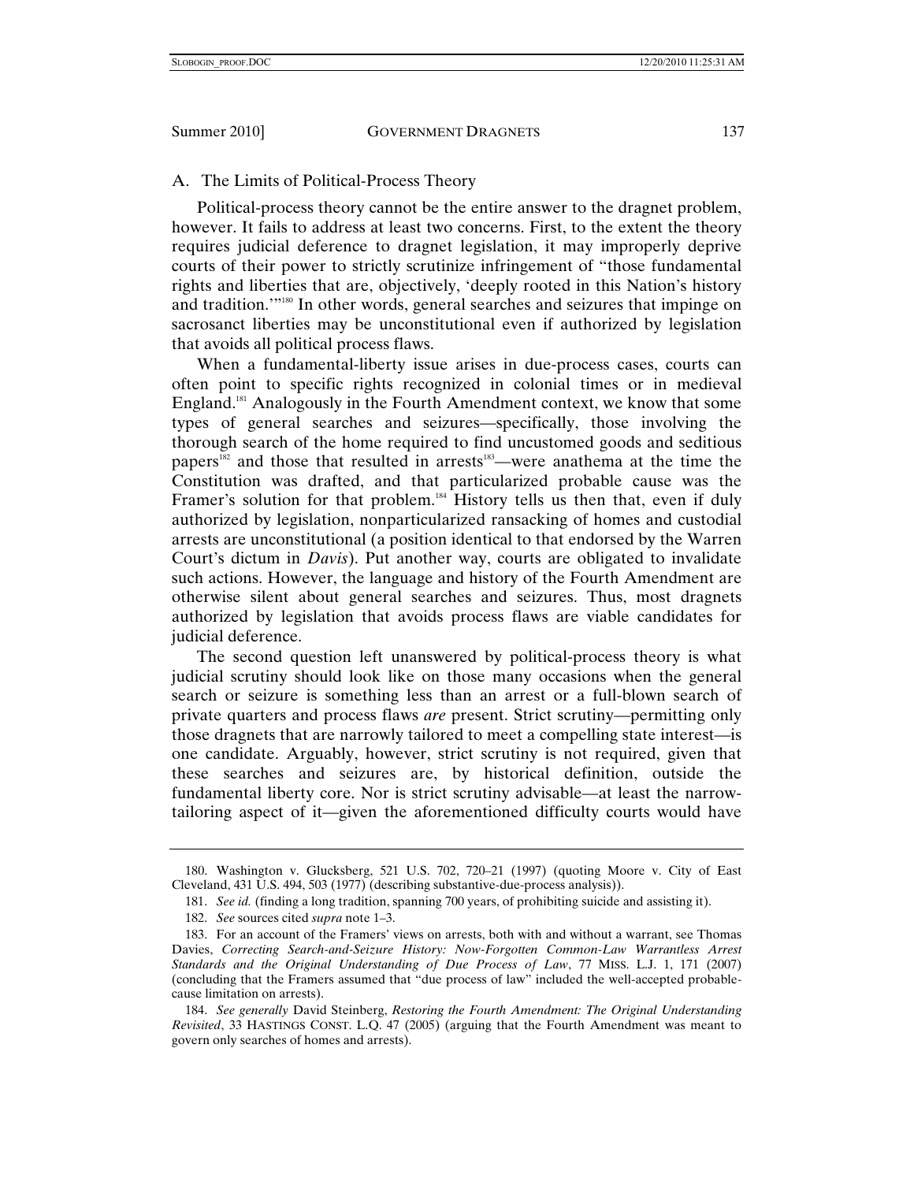### A. The Limits of Political-Process Theory

Political-process theory cannot be the entire answer to the dragnet problem, however. It fails to address at least two concerns. First, to the extent the theory requires judicial deference to dragnet legislation, it may improperly deprive courts of their power to strictly scrutinize infringement of "those fundamental rights and liberties that are, objectively, 'deeply rooted in this Nation's history and tradition.'"[180] In other words, general searches and seizures that impinge on sacrosanct liberties may be unconstitutional even if authorized by legislation that avoids all political process flaws.

When a fundamental-liberty issue arises in due-process cases, courts can often point to specific rights recognized in colonial times or in medieval England.[181] Analogously in the Fourth Amendment context, we know that some types of general searches and seizures—specifically, those involving the thorough search of the home required to find uncustomed goods and seditious papers[182] and those that resulted in arrests[183]—were anathema at the time the Constitution was drafted, and that particularized probable cause was the Framer's solution for that problem.[184] History tells us then that, even if duly authorized by legislation, nonparticularized ransacking of homes and custodial arrests are unconstitutional (a position identical to that endorsed by the Warren Court's dictum in *Davis*). Put another way, courts are obligated to invalidate such actions. However, the language and history of the Fourth Amendment are otherwise silent about general searches and seizures. Thus, most dragnets authorized by legislation that avoids process flaws are viable candidates for judicial deference.

The second question left unanswered by political-process theory is what judicial scrutiny should look like on those many occasions when the general search or seizure is something less than an arrest or a full-blown search of private quarters and process flaws *are* present. Strict scrutiny—permitting only those dragnets that are narrowly tailored to meet a compelling state interest—is one candidate. Arguably, however, strict scrutiny is not required, given that these searches and seizures are, by historical definition, outside the fundamental liberty core. Nor is strict scrutiny advisable—at least the narrow-tailoring aspect of it—given the aforementioned difficulty courts would have

---

180. Washington v. Glucksberg, 521 U.S. 702, 720–21 (1997) (quoting Moore v. City of East Cleveland, 431 U.S. 494, 503 (1977) (describing substantive-due-process analysis)).

181. *See id.* (finding a long tradition, spanning 700 years, of prohibiting suicide and assisting it).

182. *See* sources cited *supra* note 1–3.

183. For an account of the Framers' views on arrests, both with and without a warrant, see Thomas Davies, *Correcting Search-and-Seizure History: Now-Forgotten Common-Law Warrantless Arrest Standards and the Original Understanding of Due Process of Law*, 77 MISS. L.J. 1, 171 (2007) (concluding that the Framers assumed that "due process of law" included the well-accepted probable-cause limitation on arrests).

184. *See generally* David Steinberg, *Restoring the Fourth Amendment: The Original Understanding Revisited*, 33 HASTINGS CONST. L.Q. 47 (2005) (arguing that the Fourth Amendment was meant to govern only searches of homes and arrests).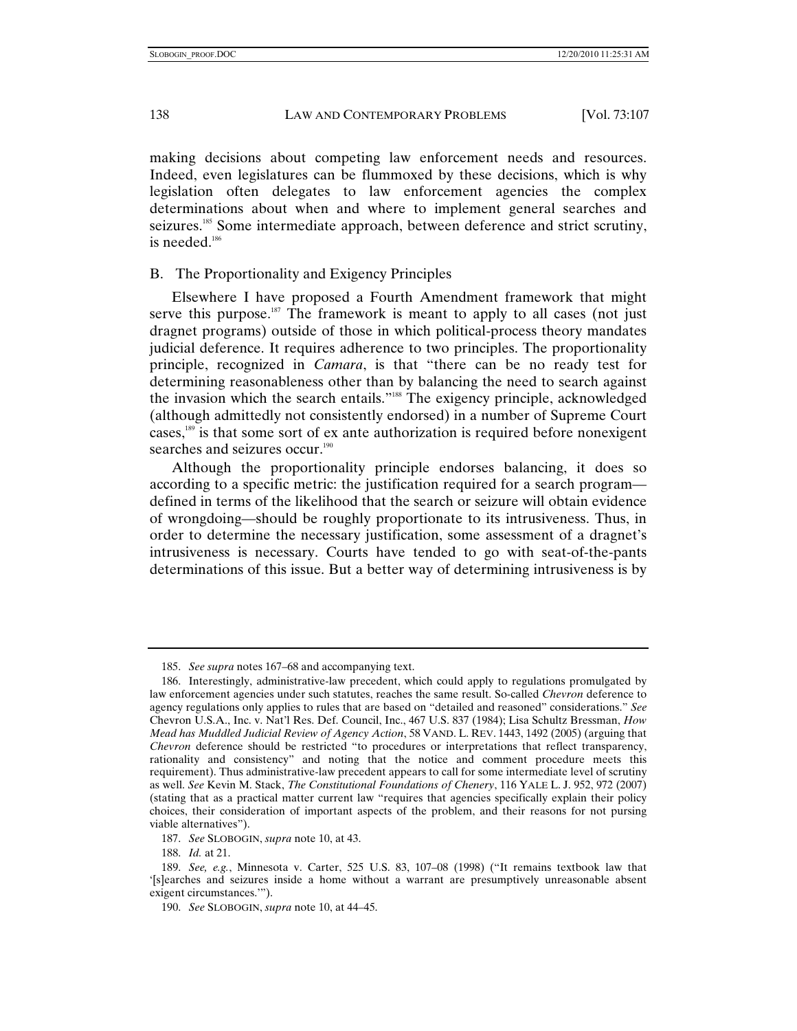making decisions about competing law enforcement needs and resources. Indeed, even legislatures can be flummoxed by these decisions, which is why legislation often delegates to law enforcement agencies the complex determinations about when and where to implement general searches and seizures.[185] Some intermediate approach, between deference and strict scrutiny, is needed.[186]

## B. The Proportionality and Exigency Principles

Elsewhere I have proposed a Fourth Amendment framework that might serve this purpose.[187] The framework is meant to apply to all cases (not just dragnet programs) outside of those in which political-process theory mandates judicial deference. It requires adherence to two principles. The proportionality principle, recognized in *Camara*, is that "there can be no ready test for determining reasonableness other than by balancing the need to search against the invasion which the search entails."[188] The exigency principle, acknowledged (although admittedly not consistently endorsed) in a number of Supreme Court cases,[189] is that some sort of ex ante authorization is required before nonexigent searches and seizures occur.[190]

Although the proportionality principle endorses balancing, it does so according to a specific metric: the justification required for a search program—defined in terms of the likelihood that the search or seizure will obtain evidence of wrongdoing—should be roughly proportionate to its intrusiveness. Thus, in order to determine the necessary justification, some assessment of a dragnet's intrusiveness is necessary. Courts have tended to go with seat-of-the-pants determinations of this issue. But a better way of determining intrusiveness is by

---

185. *See supra* notes 167–68 and accompanying text.

186. Interestingly, administrative-law precedent, which could apply to regulations promulgated by law enforcement agencies under such statutes, reaches the same result. So-called *Chevron* deference to agency regulations only applies to rules that are based on "detailed and reasoned" considerations." *See* Chevron U.S.A., Inc. v. Nat'l Res. Def. Council, Inc., 467 U.S. 837 (1984); Lisa Schultz Bressman, *How Mead has Muddled Judicial Review of Agency Action*, 58 VAND. L. REV. 1443, 1492 (2005) (arguing that *Chevron* deference should be restricted "to procedures or interpretations that reflect transparency, rationality and consistency" and noting that the notice and comment procedure meets this requirement). Thus administrative-law precedent appears to call for some intermediate level of scrutiny as well. *See* Kevin M. Stack, *The Constitutional Foundations of Chenery*, 116 YALE L. J. 952, 972 (2007) (stating that as a practical matter current law "requires that agencies specifically explain their policy choices, their consideration of important aspects of the problem, and their reasons for not pursing viable alternatives").

187. *See* SLOBOGIN, *supra* note 10, at 43.

188. *Id.* at 21.

189. *See, e.g.*, Minnesota v. Carter, 525 U.S. 83, 107–08 (1998) ("It remains textbook law that '[s]earches and seizures inside a home without a warrant are presumptively unreasonable absent exigent circumstances.'").

190. *See* SLOBOGIN, *supra* note 10, at 44–45.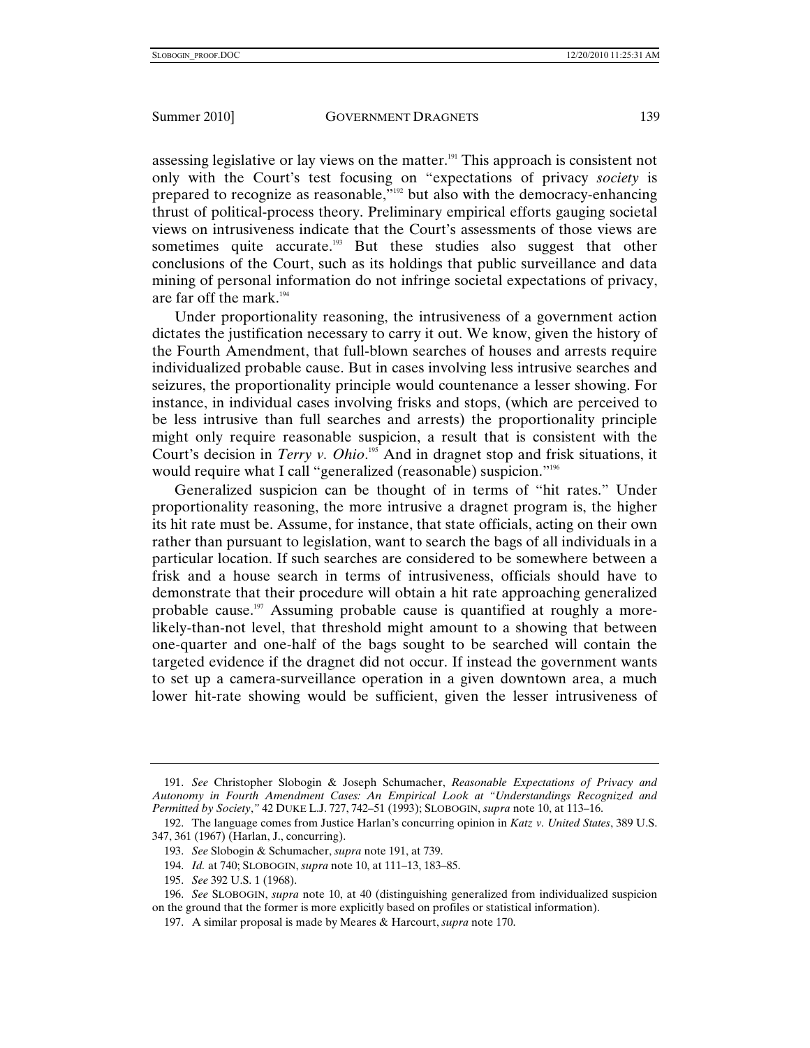assessing legislative or lay views on the matter.[191] This approach is consistent not only with the Court's test focusing on "expectations of privacy *society* is prepared to recognize as reasonable,"[192] but also with the democracy-enhancing thrust of political-process theory. Preliminary empirical efforts gauging societal views on intrusiveness indicate that the Court's assessments of those views are sometimes quite accurate.[193] But these studies also suggest that other conclusions of the Court, such as its holdings that public surveillance and data mining of personal information do not infringe societal expectations of privacy, are far off the mark.[194]

Under proportionality reasoning, the intrusiveness of a government action dictates the justification necessary to carry it out. We know, given the history of the Fourth Amendment, that full-blown searches of houses and arrests require individualized probable cause. But in cases involving less intrusive searches and seizures, the proportionality principle would countenance a lesser showing. For instance, in individual cases involving frisks and stops, (which are perceived to be less intrusive than full searches and arrests) the proportionality principle might only require reasonable suspicion, a result that is consistent with the Court's decision in *Terry v. Ohio*.[195] And in dragnet stop and frisk situations, it would require what I call "generalized (reasonable) suspicion."[196]

Generalized suspicion can be thought of in terms of "hit rates." Under proportionality reasoning, the more intrusive a dragnet program is, the higher its hit rate must be. Assume, for instance, that state officials, acting on their own rather than pursuant to legislation, want to search the bags of all individuals in a particular location. If such searches are considered to be somewhere between a frisk and a house search in terms of intrusiveness, officials should have to demonstrate that their procedure will obtain a hit rate approaching generalized probable cause.[197] Assuming probable cause is quantified at roughly a more-likely-than-not level, that threshold might amount to a showing that between one-quarter and one-half of the bags sought to be searched will contain the targeted evidence if the dragnet did not occur. If instead the government wants to set up a camera-surveillance operation in a given downtown area, a much lower hit-rate showing would be sufficient, given the lesser intrusiveness of

---

191. *See* Christopher Slobogin & Joseph Schumacher, *Reasonable Expectations of Privacy and Autonomy in Fourth Amendment Cases: An Empirical Look at "Understandings Recognized and Permitted by Society*,*"* 42 DUKE L.J. 727, 742–51 (1993); SLOBOGIN, *supra* note 10, at 113–16.

192. The language comes from Justice Harlan's concurring opinion in *Katz v. United States*, 389 U.S. 347, 361 (1967) (Harlan, J., concurring).

193. *See* Slobogin & Schumacher, *supra* note 191, at 739.

194. *Id.* at 740; SLOBOGIN, *supra* note 10, at 111–13, 183–85.

195. *See* 392 U.S. 1 (1968).

196. *See* SLOBOGIN, *supra* note 10, at 40 (distinguishing generalized from individualized suspicion on the ground that the former is more explicitly based on profiles or statistical information).

197. A similar proposal is made by Meares & Harcourt, *supra* note 170.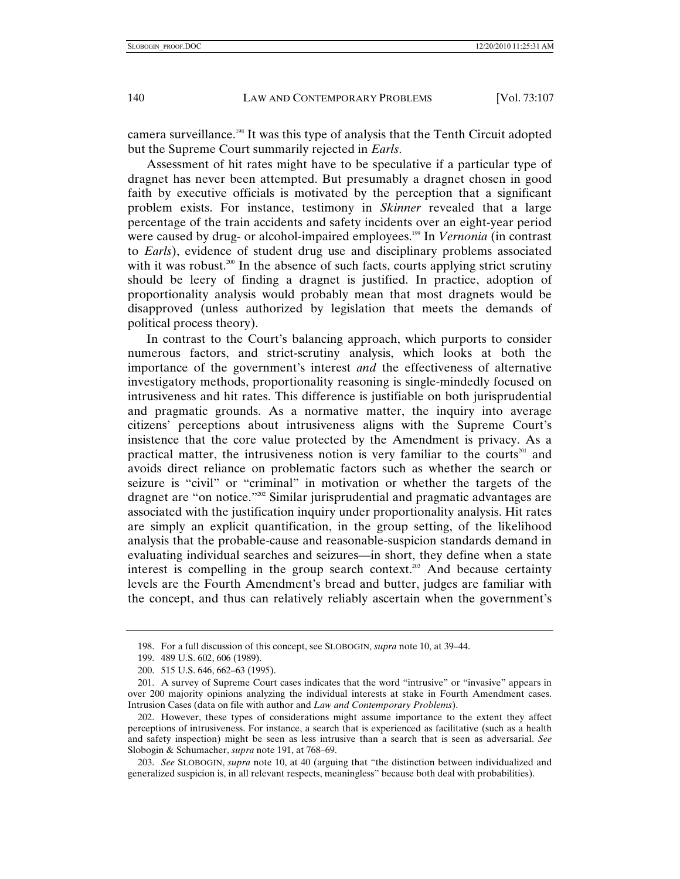camera surveillance.[198] It was this type of analysis that the Tenth Circuit adopted but the Supreme Court summarily rejected in *Earls*.

Assessment of hit rates might have to be speculative if a particular type of dragnet has never been attempted. But presumably a dragnet chosen in good faith by executive officials is motivated by the perception that a significant problem exists. For instance, testimony in *Skinner* revealed that a large percentage of the train accidents and safety incidents over an eight-year period were caused by drug- or alcohol-impaired employees.[199] In *Vernonia* (in contrast to *Earls*), evidence of student drug use and disciplinary problems associated with it was robust.[200] In the absence of such facts, courts applying strict scrutiny should be leery of finding a dragnet is justified. In practice, adoption of proportionality analysis would probably mean that most dragnets would be disapproved (unless authorized by legislation that meets the demands of political process theory).

In contrast to the Court's balancing approach, which purports to consider numerous factors, and strict-scrutiny analysis, which looks at both the importance of the government's interest *and* the effectiveness of alternative investigatory methods, proportionality reasoning is single-mindedly focused on intrusiveness and hit rates. This difference is justifiable on both jurisprudential and pragmatic grounds. As a normative matter, the inquiry into average citizens' perceptions about intrusiveness aligns with the Supreme Court's insistence that the core value protected by the Amendment is privacy. As a practical matter, the intrusiveness notion is very familiar to the courts[201] and avoids direct reliance on problematic factors such as whether the search or seizure is "civil" or "criminal" in motivation or whether the targets of the dragnet are "on notice."[202] Similar jurisprudential and pragmatic advantages are associated with the justification inquiry under proportionality analysis. Hit rates are simply an explicit quantification, in the group setting, of the likelihood analysis that the probable-cause and reasonable-suspicion standards demand in evaluating individual searches and seizures—in short, they define when a state interest is compelling in the group search context.[203] And because certainty levels are the Fourth Amendment's bread and butter, judges are familiar with the concept, and thus can relatively reliably ascertain when the government's

---

198. For a full discussion of this concept, see SLOBOGIN, *supra* note 10, at 39–44.

199. 489 U.S. 602, 606 (1989).

200. 515 U.S. 646, 662–63 (1995).

201. A survey of Supreme Court cases indicates that the word "intrusive" or "invasive" appears in over 200 majority opinions analyzing the individual interests at stake in Fourth Amendment cases. Intrusion Cases (data on file with author and *Law and Contemporary Problems*).

202. However, these types of considerations might assume importance to the extent they affect perceptions of intrusiveness. For instance, a search that is experienced as facilitative (such as a health and safety inspection) might be seen as less intrusive than a search that is seen as adversarial. *See* Slobogin & Schumacher, *supra* note 191, at 768–69.

203. *See* SLOBOGIN, *supra* note 10, at 40 (arguing that "the distinction between individualized and generalized suspicion is, in all relevant respects, meaningless" because both deal with probabilities).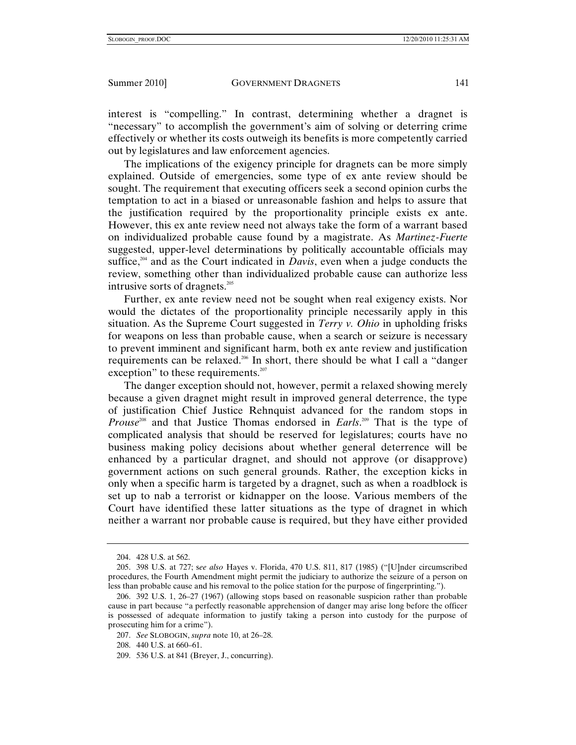interest is "compelling." In contrast, determining whether a dragnet is "necessary" to accomplish the government's aim of solving or deterring crime effectively or whether its costs outweigh its benefits is more competently carried out by legislatures and law enforcement agencies.

The implications of the exigency principle for dragnets can be more simply explained. Outside of emergencies, some type of ex ante review should be sought. The requirement that executing officers seek a second opinion curbs the temptation to act in a biased or unreasonable fashion and helps to assure that the justification required by the proportionality principle exists ex ante. However, this ex ante review need not always take the form of a warrant based on individualized probable cause found by a magistrate. As *Martinez-Fuerte* suggested, upper-level determinations by politically accountable officials may suffice,[204] and as the Court indicated in *Davis*, even when a judge conducts the review, something other than individualized probable cause can authorize less intrusive sorts of dragnets.[205]

Further, ex ante review need not be sought when real exigency exists. Nor would the dictates of the proportionality principle necessarily apply in this situation. As the Supreme Court suggested in *Terry v. Ohio* in upholding frisks for weapons on less than probable cause, when a search or seizure is necessary to prevent imminent and significant harm, both ex ante review and justification requirements can be relaxed.[206] In short, there should be what I call a "danger exception" to these requirements.[207]

The danger exception should not, however, permit a relaxed showing merely because a given dragnet might result in improved general deterrence, the type of justification Chief Justice Rehnquist advanced for the random stops in *Prouse*[208] and that Justice Thomas endorsed in *Earls*.[209] That is the type of complicated analysis that should be reserved for legislatures; courts have no business making policy decisions about whether general deterrence will be enhanced by a particular dragnet, and should not approve (or disapprove) government actions on such general grounds. Rather, the exception kicks in only when a specific harm is targeted by a dragnet, such as when a roadblock is set up to nab a terrorist or kidnapper on the loose. Various members of the Court have identified these latter situations as the type of dragnet in which neither a warrant nor probable cause is required, but they have either provided

---

204. 428 U.S. at 562.

205. 398 U.S. at 727; *see also* Hayes v. Florida, 470 U.S. 811, 817 (1985) ("[U]nder circumscribed procedures, the Fourth Amendment might permit the judiciary to authorize the seizure of a person on less than probable cause and his removal to the police station for the purpose of fingerprinting.").

206. 392 U.S. 1, 26–27 (1967) (allowing stops based on reasonable suspicion rather than probable cause in part because "a perfectly reasonable apprehension of danger may arise long before the officer is possessed of adequate information to justify taking a person into custody for the purpose of prosecuting him for a crime").

207. *See* SLOBOGIN, *supra* note 10, at 26–28.

208. 440 U.S. at 660–61.

209. 536 U.S. at 841 (Breyer, J., concurring).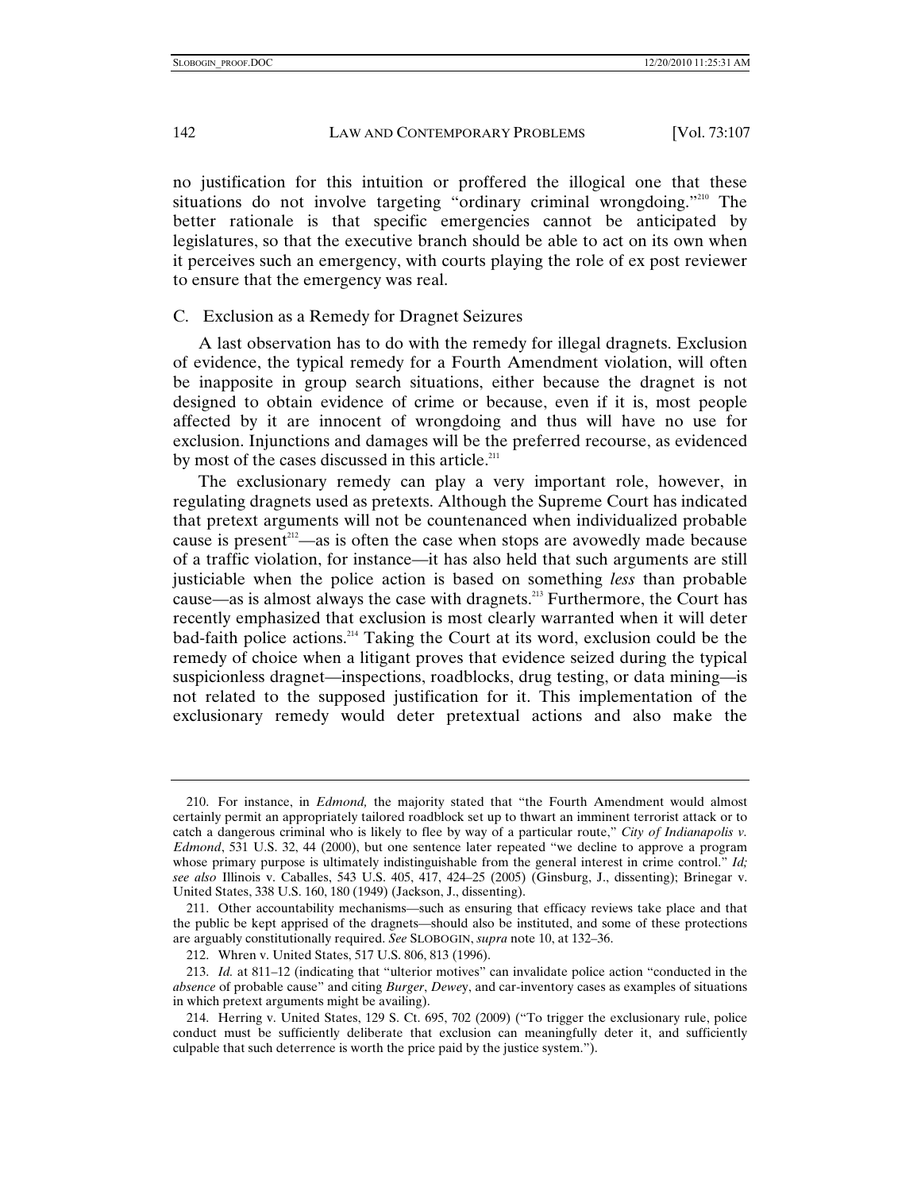no justification for this intuition or proffered the illogical one that these situations do not involve targeting "ordinary criminal wrongdoing."[210] The better rationale is that specific emergencies cannot be anticipated by legislatures, so that the executive branch should be able to act on its own when it perceives such an emergency, with courts playing the role of ex post reviewer to ensure that the emergency was real.

### C. Exclusion as a Remedy for Dragnet Seizures

A last observation has to do with the remedy for illegal dragnets. Exclusion of evidence, the typical remedy for a Fourth Amendment violation, will often be inapposite in group search situations, either because the dragnet is not designed to obtain evidence of crime or because, even if it is, most people affected by it are innocent of wrongdoing and thus will have no use for exclusion. Injunctions and damages will be the preferred recourse, as evidenced by most of the cases discussed in this article.[211]

The exclusionary remedy can play a very important role, however, in regulating dragnets used as pretexts. Although the Supreme Court has indicated that pretext arguments will not be countenanced when individualized probable cause is present[212]—as is often the case when stops are avowedly made because of a traffic violation, for instance—it has also held that such arguments are still justiciable when the police action is based on something *less* than probable cause—as is almost always the case with dragnets.[213] Furthermore, the Court has recently emphasized that exclusion is most clearly warranted when it will deter bad-faith police actions.[214] Taking the Court at its word, exclusion could be the remedy of choice when a litigant proves that evidence seized during the typical suspicionless dragnet—inspections, roadblocks, drug testing, or data mining—is not related to the supposed justification for it. This implementation of the exclusionary remedy would deter pretextual actions and also make the

---

210. For instance, in *Edmond,* the majority stated that "the Fourth Amendment would almost certainly permit an appropriately tailored roadblock set up to thwart an imminent terrorist attack or to catch a dangerous criminal who is likely to flee by way of a particular route," *City of Indianapolis v. Edmond*, 531 U.S. 32, 44 (2000), but one sentence later repeated "we decline to approve a program whose primary purpose is ultimately indistinguishable from the general interest in crime control." *Id; see also* Illinois v. Caballes, 543 U.S. 405, 417, 424–25 (2005) (Ginsburg, J., dissenting); Brinegar v. United States, 338 U.S. 160, 180 (1949) (Jackson, J., dissenting).

211. Other accountability mechanisms—such as ensuring that efficacy reviews take place and that the public be kept apprised of the dragnets—should also be instituted, and some of these protections are arguably constitutionally required. *See* SLOBOGIN, *supra* note 10, at 132–36.

212. Whren v. United States, 517 U.S. 806, 813 (1996).

213. *Id.* at 811–12 (indicating that "ulterior motives" can invalidate police action "conducted in the *absence* of probable cause" and citing *Burger*, *Dewey*, and car-inventory cases as examples of situations in which pretext arguments might be availing).

214. Herring v. United States, 129 S. Ct. 695, 702 (2009) ("To trigger the exclusionary rule, police conduct must be sufficiently deliberate that exclusion can meaningfully deter it, and sufficiently culpable that such deterrence is worth the price paid by the justice system.").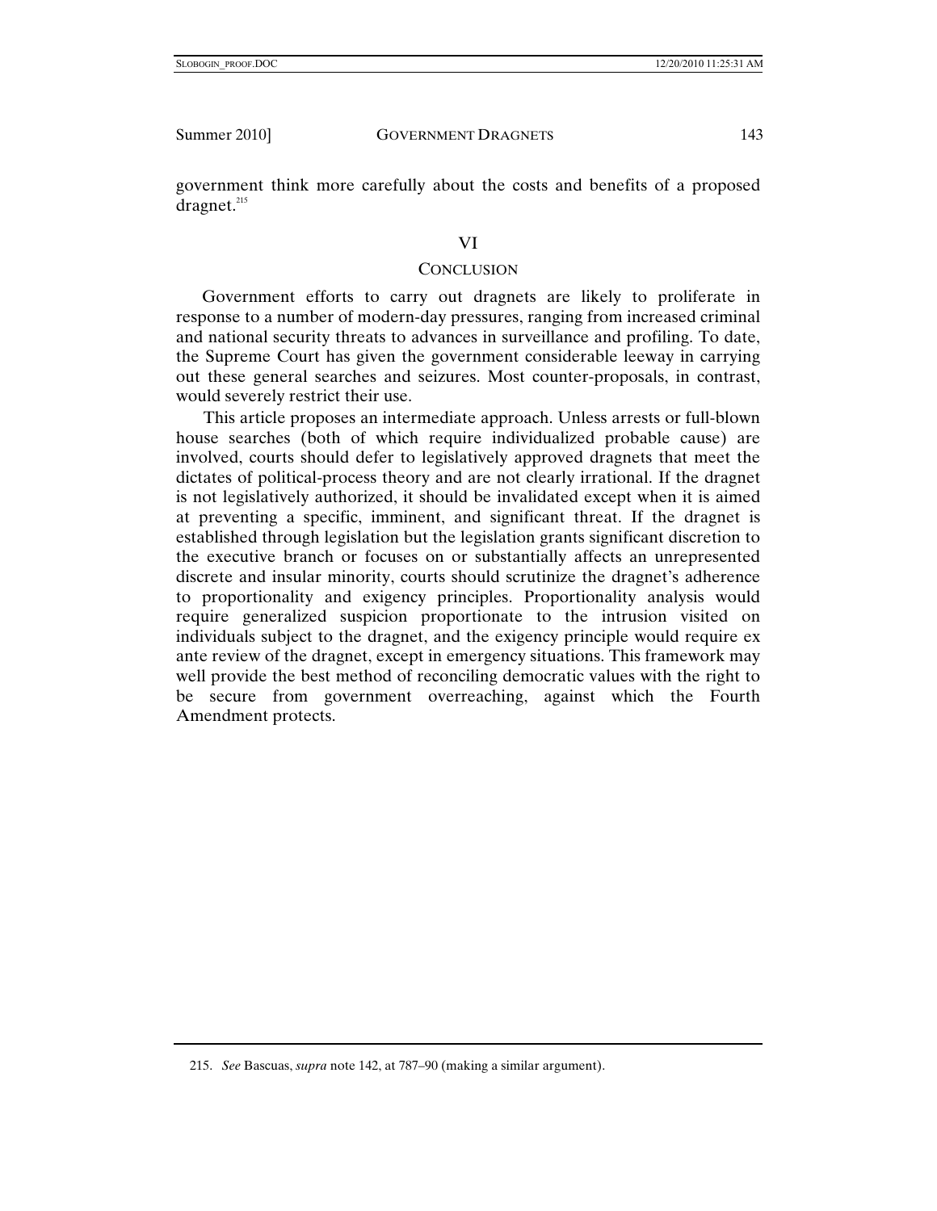government think more carefully about the costs and benefits of a proposed dragnet.[215]

## VI

## CONCLUSION

Government efforts to carry out dragnets are likely to proliferate in response to a number of modern-day pressures, ranging from increased criminal and national security threats to advances in surveillance and profiling. To date, the Supreme Court has given the government considerable leeway in carrying out these general searches and seizures. Most counter-proposals, in contrast, would severely restrict their use.

This article proposes an intermediate approach. Unless arrests or full-blown house searches (both of which require individualized probable cause) are involved, courts should defer to legislatively approved dragnets that meet the dictates of political-process theory and are not clearly irrational. If the dragnet is not legislatively authorized, it should be invalidated except when it is aimed at preventing a specific, imminent, and significant threat. If the dragnet is established through legislation but the legislation grants significant discretion to the executive branch or focuses on or substantially affects an unrepresented discrete and insular minority, courts should scrutinize the dragnet's adherence to proportionality and exigency principles. Proportionality analysis would require generalized suspicion proportionate to the intrusion visited on individuals subject to the dragnet, and the exigency principle would require ex ante review of the dragnet, except in emergency situations. This framework may well provide the best method of reconciling democratic values with the right to be secure from government overreaching, against which the Fourth Amendment protects.

215. *See* Bascuas, *supra* note 142, at 787–90 (making a similar argument).